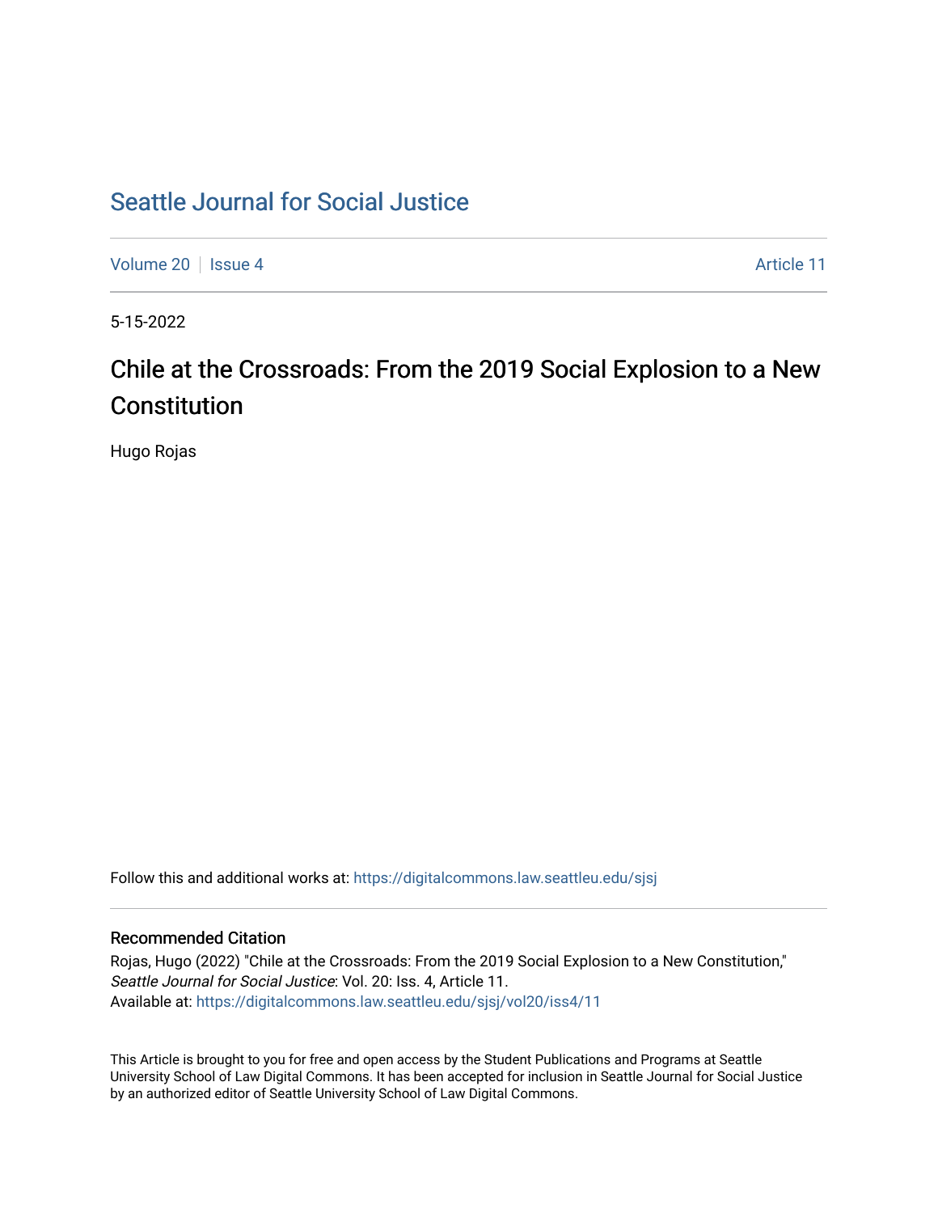# Seattle Journal for Social Justice

Volume 20 | Issue 4 Article 11

5-15-2022

## Chile at the Crossroads: From the 2019 Social Explosion to a New Constitution

Hugo Rojas

Follow this and additional works at: https://digitalcommons.law.seattleu.edu/sjsj

### Recommended Citation

Rojas, Hugo (2022) "Chile at the Crossroads: From the 2019 Social Explosion to a New Constitution," *Seattle Journal for Social Justice*: Vol. 20: Iss. 4, Article 11.
Available at: https://digitalcommons.law.seattleu.edu/sjsj/vol20/iss4/11

This Article is brought to you for free and open access by the Student Publications and Programs at Seattle University School of Law Digital Commons. It has been accepted for inclusion in Seattle Journal for Social Justice by an authorized editor of Seattle University School of Law Digital Commons.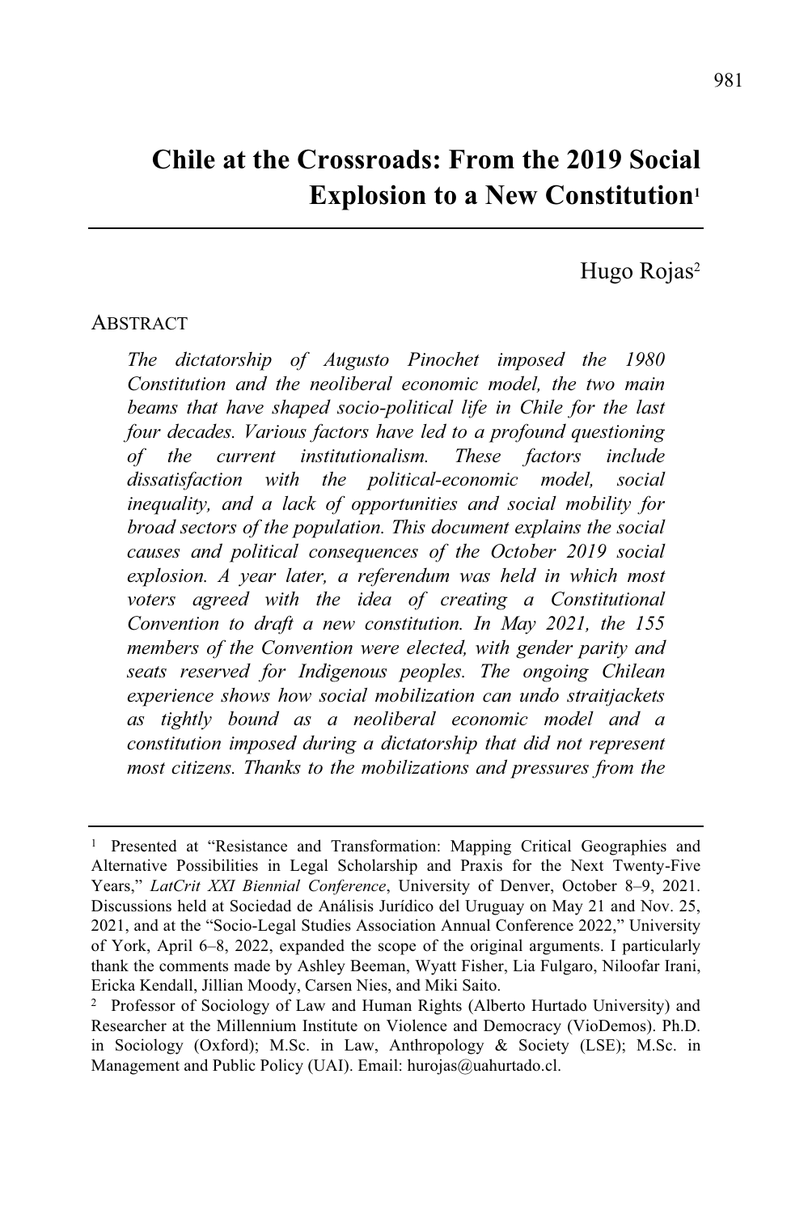# Chile at the Crossroads: From the 2019 Social Explosion to a New Constitution[1]

Hugo Rojas[2]

ABSTRACT

*The dictatorship of Augusto Pinochet imposed the 1980 Constitution and the neoliberal economic model, the two main beams that have shaped socio-political life in Chile for the last four decades. Various factors have led to a profound questioning of the current institutionalism. These factors include dissatisfaction with the political-economic model, social inequality, and a lack of opportunities and social mobility for broad sectors of the population. This document explains the social causes and political consequences of the October 2019 social explosion. A year later, a referendum was held in which most voters agreed with the idea of creating a Constitutional Convention to draft a new constitution. In May 2021, the 155 members of the Convention were elected, with gender parity and seats reserved for Indigenous peoples. The ongoing Chilean experience shows how social mobilization can undo straitjackets as tightly bound as a neoliberal economic model and a constitution imposed during a dictatorship that did not represent most citizens. Thanks to the mobilizations and pressures from the*

---

[1] Presented at "Resistance and Transformation: Mapping Critical Geographies and Alternative Possibilities in Legal Scholarship and Praxis for the Next Twenty-Five Years," *LatCrit XXI Biennial Conference*, University of Denver, October 8–9, 2021. Discussions held at Sociedad de Análisis Jurídico del Uruguay on May 21 and Nov. 25, 2021, and at the "Socio-Legal Studies Association Annual Conference 2022," University of York, April 6–8, 2022, expanded the scope of the original arguments. I particularly thank the comments made by Ashley Beeman, Wyatt Fisher, Lia Fulgaro, Niloofar Irani, Ericka Kendall, Jillian Moody, Carsen Nies, and Miki Saito.

[2] Professor of Sociology of Law and Human Rights (Alberto Hurtado University) and Researcher at the Millennium Institute on Violence and Democracy (VioDemos). Ph.D. in Sociology (Oxford); M.Sc. in Law, Anthropology & Society (LSE); M.Sc. in Management and Public Policy (UAI). Email: hurojas@uahurtado.cl.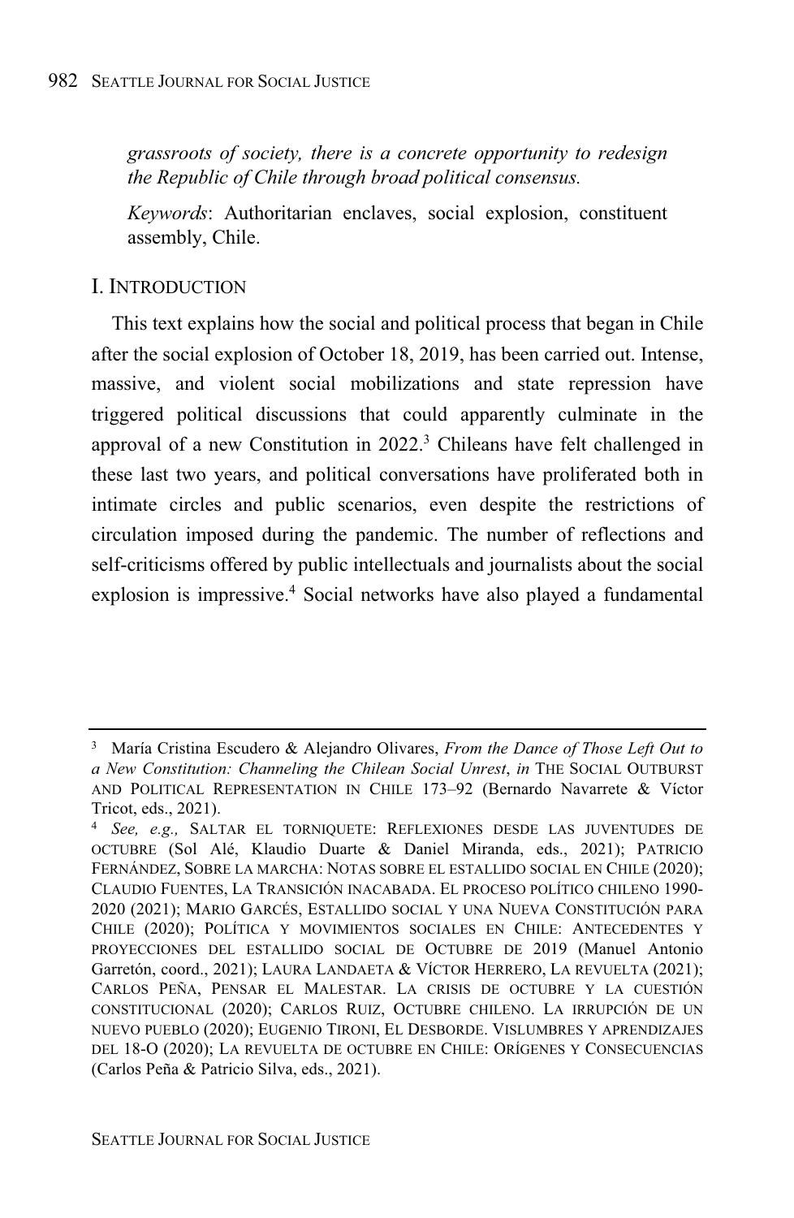*grassroots of society, there is a concrete opportunity to redesign the Republic of Chile through broad political consensus.*

*Keywords*: Authoritarian enclaves, social explosion, constituent assembly, Chile.

## I. INTRODUCTION

This text explains how the social and political process that began in Chile after the social explosion of October 18, 2019, has been carried out. Intense, massive, and violent social mobilizations and state repression have triggered political discussions that could apparently culminate in the approval of a new Constitution in 2022.[3] Chileans have felt challenged in these last two years, and political conversations have proliferated both in intimate circles and public scenarios, even despite the restrictions of circulation imposed during the pandemic. The number of reflections and self-criticisms offered by public intellectuals and journalists about the social explosion is impressive.[4] Social networks have also played a fundamental

---

[3] María Cristina Escudero & Alejandro Olivares, *From the Dance of Those Left Out to a New Constitution: Channeling the Chilean Social Unrest*, *in* THE SOCIAL OUTBURST AND POLITICAL REPRESENTATION IN CHILE 173–92 (Bernardo Navarrete & Víctor Tricot, eds., 2021).

[4] *See, e.g.,* SALTAR EL TORNIQUETE: REFLEXIONES DESDE LAS JUVENTUDES DE OCTUBRE (Sol Alé, Klaudio Duarte & Daniel Miranda, eds., 2021); PATRICIO FERNÁNDEZ, SOBRE LA MARCHA: NOTAS SOBRE EL ESTALLIDO SOCIAL EN CHILE (2020); CLAUDIO FUENTES, LA TRANSICIÓN INACABADA. EL PROCESO POLÍTICO CHILENO 1990-2020 (2021); MARIO GARCÉS, ESTALLIDO SOCIAL Y UNA NUEVA CONSTITUCIÓN PARA CHILE (2020); POLÍTICA Y MOVIMIENTOS SOCIALES EN CHILE: ANTECEDENTES Y PROYECCIONES DEL ESTALLIDO SOCIAL DE OCTUBRE DE 2019 (Manuel Antonio Garretón, coord., 2021); LAURA LANDAETA & VÍCTOR HERRERO, LA REVUELTA (2021); CARLOS PEÑA, PENSAR EL MALESTAR. LA CRISIS DE OCTUBRE Y LA CUESTIÓN CONSTITUCIONAL (2020); CARLOS RUIZ, OCTUBRE CHILENO. LA IRRUPCIÓN DE UN NUEVO PUEBLO (2020); EUGENIO TIRONI, EL DESBORDE. VISLUMBRES Y APRENDIZAJES DEL 18-O (2020); LA REVUELTA DE OCTUBRE EN CHILE: ORÍGENES Y CONSECUENCIAS (Carlos Peña & Patricio Silva, eds., 2021).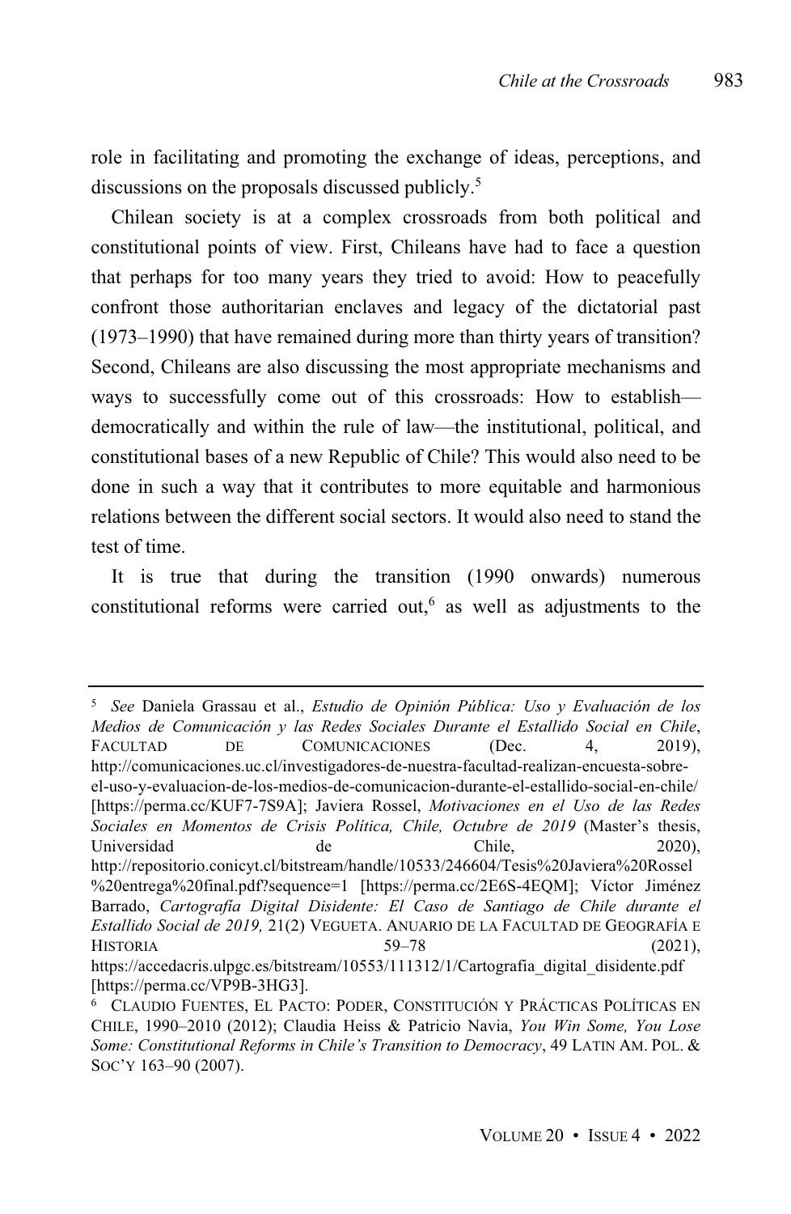role in facilitating and promoting the exchange of ideas, perceptions, and discussions on the proposals discussed publicly.[5]

Chilean society is at a complex crossroads from both political and constitutional points of view. First, Chileans have had to face a question that perhaps for too many years they tried to avoid: How to peacefully confront those authoritarian enclaves and legacy of the dictatorial past (1973–1990) that have remained during more than thirty years of transition? Second, Chileans are also discussing the most appropriate mechanisms and ways to successfully come out of this crossroads: How to establish—democratically and within the rule of law—the institutional, political, and constitutional bases of a new Republic of Chile? This would also need to be done in such a way that it contributes to more equitable and harmonious relations between the different social sectors. It would also need to stand the test of time.

It is true that during the transition (1990 onwards) numerous constitutional reforms were carried out,[6] as well as adjustments to the

---

[5] *See* Daniela Grassau et al., *Estudio de Opinión Pública: Uso y Evaluación de los Medios de Comunicación y las Redes Sociales Durante el Estallido Social en Chile*, FACULTAD DE COMUNICACIONES (Dec. 4, 2019), http://comunicaciones.uc.cl/investigadores-de-nuestra-facultad-realizan-encuesta-sobre-el-uso-y-evaluacion-de-los-medios-de-comunicacion-durante-el-estallido-social-en-chile/ [https://perma.cc/KUF7-7S9A]; Javiera Rossel, *Motivaciones en el Uso de las Redes Sociales en Momentos de Crisis Política, Chile, Octubre de 2019* (Master's thesis, Universidad de Chile, 2020), http://repositorio.conicyt.cl/bitstream/handle/10533/246604/Tesis%20Javiera%20Rossel%20entrega%20final.pdf?sequence=1 [https://perma.cc/2E6S-4EQM]; Víctor Jiménez Barrado, *Cartografía Digital Disidente: El Caso de Santiago de Chile durante el Estallido Social de 2019,* 21(2) VEGUETA. ANUARIO DE LA FACULTAD DE GEOGRAFÍA E HISTORIA 59–78 (2021), https://accedacris.ulpgc.es/bitstream/10553/111312/1/Cartografia_digital_disidente.pdf [https://perma.cc/VP9B-3HG3].

[6] CLAUDIO FUENTES, EL PACTO: PODER, CONSTITUCIÓN Y PRÁCTICAS POLÍTICAS EN CHILE, 1990–2010 (2012); Claudia Heiss & Patricio Navia, *You Win Some, You Lose Some: Constitutional Reforms in Chile's Transition to Democracy*, 49 LATIN AM. POL. & SOC'Y 163–90 (2007).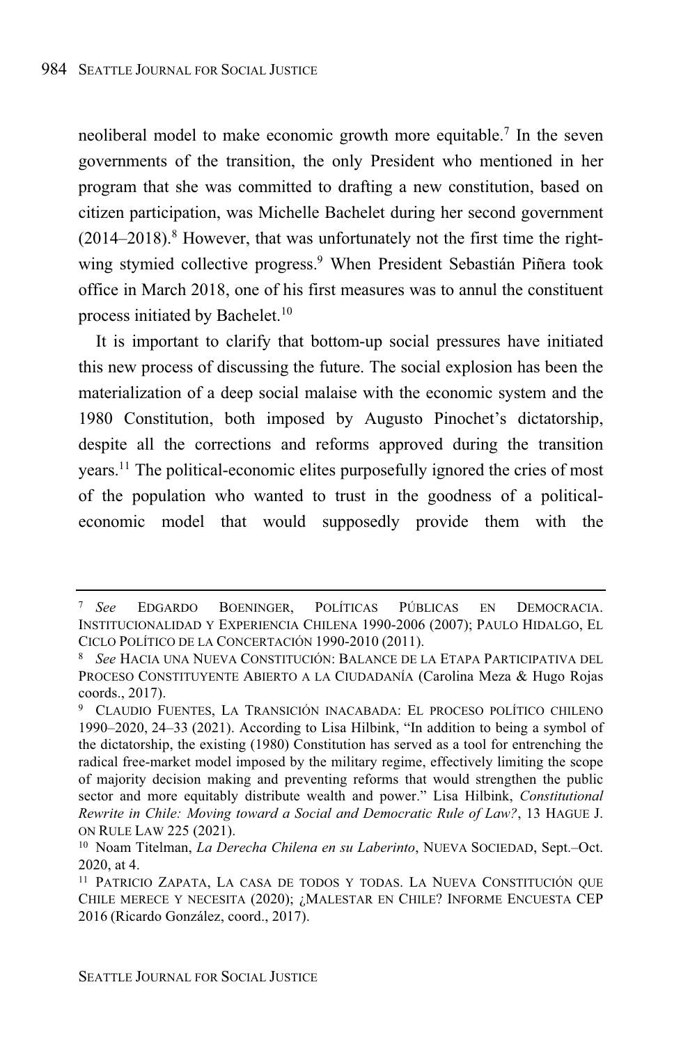neoliberal model to make economic growth more equitable.[7] In the seven governments of the transition, the only President who mentioned in her program that she was committed to drafting a new constitution, based on citizen participation, was Michelle Bachelet during her second government (2014–2018).[8] However, that was unfortunately not the first time the right-wing stymied collective progress.[9] When President Sebastián Piñera took office in March 2018, one of his first measures was to annul the constituent process initiated by Bachelet.[10]

It is important to clarify that bottom-up social pressures have initiated this new process of discussing the future. The social explosion has been the materialization of a deep social malaise with the economic system and the 1980 Constitution, both imposed by Augusto Pinochet's dictatorship, despite all the corrections and reforms approved during the transition years.[11] The political-economic elites purposefully ignored the cries of most of the population who wanted to trust in the goodness of a political-economic model that would supposedly provide them with the

---

[7] *See* EDGARDO BOENINGER, POLÍTICAS PÚBLICAS EN DEMOCRACIA. INSTITUCIONALIDAD Y EXPERIENCIA CHILENA 1990-2006 (2007); PAULO HIDALGO, EL CICLO POLÍTICO DE LA CONCERTACIÓN 1990-2010 (2011).

[8] *See* HACIA UNA NUEVA CONSTITUCIÓN: BALANCE DE LA ETAPA PARTICIPATIVA DEL PROCESO CONSTITUYENTE ABIERTO A LA CIUDADANÍA (Carolina Meza & Hugo Rojas coords., 2017).

[9] CLAUDIO FUENTES, LA TRANSICIÓN INACABADA: EL PROCESO POLÍTICO CHILENO 1990–2020, 24–33 (2021). According to Lisa Hilbink, "In addition to being a symbol of the dictatorship, the existing (1980) Constitution has served as a tool for entrenching the radical free-market model imposed by the military regime, effectively limiting the scope of majority decision making and preventing reforms that would strengthen the public sector and more equitably distribute wealth and power." Lisa Hilbink, *Constitutional Rewrite in Chile: Moving toward a Social and Democratic Rule of Law?*, 13 HAGUE J. ON RULE LAW 225 (2021).

[10] Noam Titelman, *La Derecha Chilena en su Laberinto*, NUEVA SOCIEDAD, Sept.–Oct. 2020, at 4.

[11] PATRICIO ZAPATA, LA CASA DE TODOS Y TODAS. LA NUEVA CONSTITUCIÓN QUE CHILE MERECE Y NECESITA (2020); ¿MALESTAR EN CHILE? INFORME ENCUESTA CEP 2016 (Ricardo González, coord., 2017).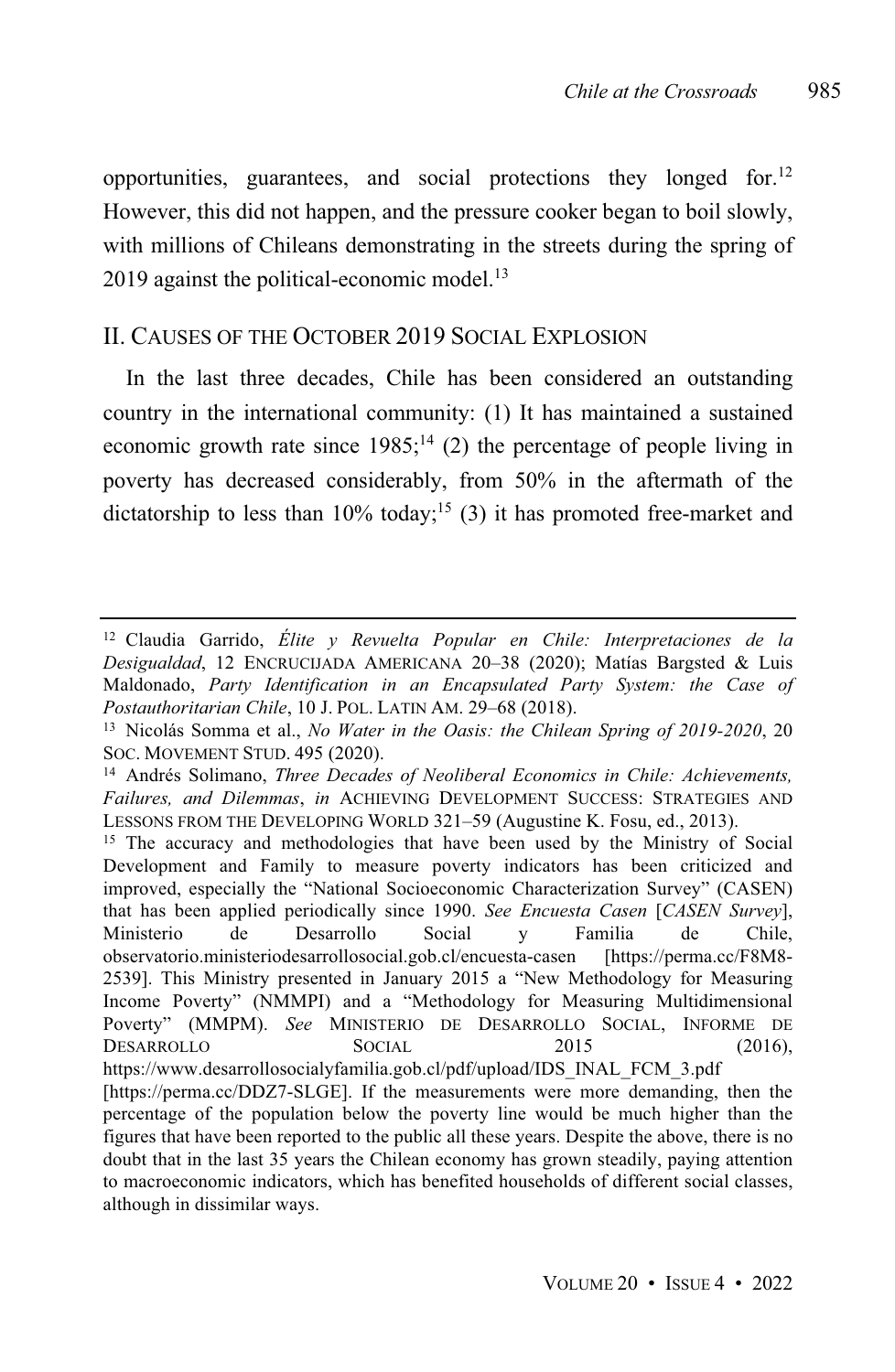opportunities, guarantees, and social protections they longed for.[12] However, this did not happen, and the pressure cooker began to boil slowly, with millions of Chileans demonstrating in the streets during the spring of 2019 against the political-economic model.[13]

## II. CAUSES OF THE OCTOBER 2019 SOCIAL EXPLOSION

In the last three decades, Chile has been considered an outstanding country in the international community: (1) It has maintained a sustained economic growth rate since 1985;[14] (2) the percentage of people living in poverty has decreased considerably, from 50% in the aftermath of the dictatorship to less than 10% today;[15] (3) it has promoted free-market and

---

[12] Claudia Garrido, *Élite y Revuelta Popular en Chile: Interpretaciones de la Desigualdad*, 12 ENCRUCIJADA AMERICANA 20–38 (2020); Matías Bargsted & Luis Maldonado, *Party Identification in an Encapsulated Party System: the Case of Postauthoritarian Chile*, 10 J. POL. LATIN AM. 29–68 (2018).

[13] Nicolás Somma et al., *No Water in the Oasis: the Chilean Spring of 2019-2020*, 20 SOC. MOVEMENT STUD. 495 (2020).

[14] Andrés Solimano, *Three Decades of Neoliberal Economics in Chile: Achievements, Failures, and Dilemmas*, *in* ACHIEVING DEVELOPMENT SUCCESS: STRATEGIES AND LESSONS FROM THE DEVELOPING WORLD 321–59 (Augustine K. Fosu, ed., 2013).

[15] The accuracy and methodologies that have been used by the Ministry of Social Development and Family to measure poverty indicators has been criticized and improved, especially the "National Socioeconomic Characterization Survey" (CASEN) that has been applied periodically since 1990. *See Encuesta Casen* [*CASEN Survey*], Ministerio de Desarrollo Social y Familia de Chile, observatorio.ministeriodesarrollosocial.gob.cl/encuesta-casen [https://perma.cc/F8M8-2539]. This Ministry presented in January 2015 a "New Methodology for Measuring Income Poverty" (NMMPI) and a "Methodology for Measuring Multidimensional Poverty" (MMPM). *See* MINISTERIO DE DESARROLLO SOCIAL, INFORME DE DESARROLLO SOCIAL 2015 (2016), https://www.desarrollosocialyfamilia.gob.cl/pdf/upload/IDS_INAL_FCM_3.pdf [https://perma.cc/DDZ7-SLGE]. If the measurements were more demanding, then the percentage of the population below the poverty line would be much higher than the figures that have been reported to the public all these years. Despite the above, there is no doubt that in the last 35 years the Chilean economy has grown steadily, paying attention to macroeconomic indicators, which has benefited households of different social classes, although in dissimilar ways.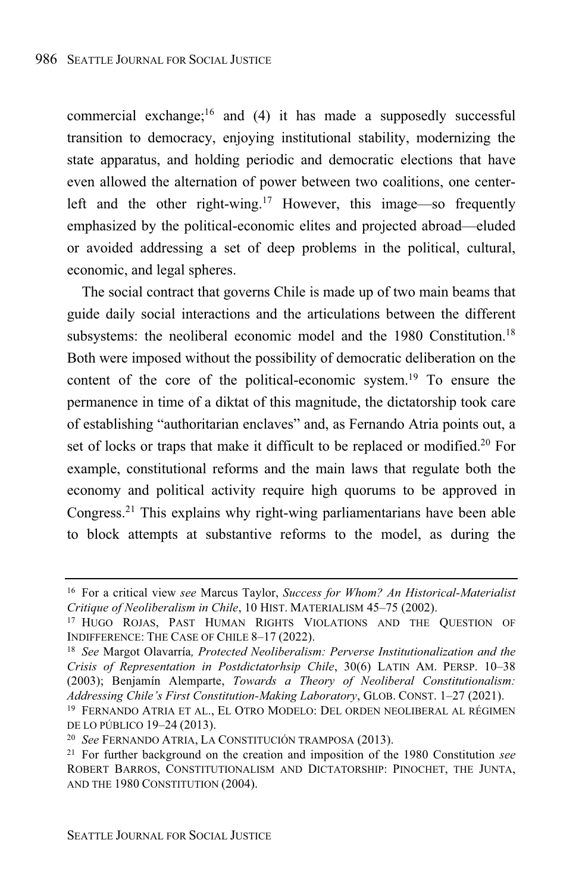commercial exchange;[16] and (4) it has made a supposedly successful transition to democracy, enjoying institutional stability, modernizing the state apparatus, and holding periodic and democratic elections that have even allowed the alternation of power between two coalitions, one center-left and the other right-wing.[17] However, this image—so frequently emphasized by the political-economic elites and projected abroad—eluded or avoided addressing a set of deep problems in the political, cultural, economic, and legal spheres.

The social contract that governs Chile is made up of two main beams that guide daily social interactions and the articulations between the different subsystems: the neoliberal economic model and the 1980 Constitution.[18] Both were imposed without the possibility of democratic deliberation on the content of the core of the political-economic system.[19] To ensure the permanence in time of a diktat of this magnitude, the dictatorship took care of establishing "authoritarian enclaves" and, as Fernando Atria points out, a set of locks or traps that make it difficult to be replaced or modified.[20] For example, constitutional reforms and the main laws that regulate both the economy and political activity require high quorums to be approved in Congress.[21] This explains why right-wing parliamentarians have been able to block attempts at substantive reforms to the model, as during the

---

[16] For a critical view *see* Marcus Taylor, *Success for Whom? An Historical-Materialist Critique of Neoliberalism in Chile*, 10 HIST. MATERIALISM 45–75 (2002).

[17] HUGO ROJAS, PAST HUMAN RIGHTS VIOLATIONS AND THE QUESTION OF INDIFFERENCE: THE CASE OF CHILE 8–17 (2022).

[18] *See* Margot Olavarría, *Protected Neoliberalism: Perverse Institutionalization and the Crisis of Representation in Postdictatorhsip Chile*, 30(6) LATIN AM. PERSP. 10–38 (2003); Benjamín Alemparte, *Towards a Theory of Neoliberal Constitutionalism: Addressing Chile's First Constitution-Making Laboratory*, GLOB. CONST. 1–27 (2021).

[19] FERNANDO ATRIA ET AL., EL OTRO MODELO: DEL ORDEN NEOLIBERAL AL RÉGIMEN DE LO PÚBLICO 19–24 (2013).

[20] *See* FERNANDO ATRIA, LA CONSTITUCIÓN TRAMPOSA (2013).

[21] For further background on the creation and imposition of the 1980 Constitution *see* ROBERT BARROS, CONSTITUTIONALISM AND DICTATORSHIP: PINOCHET, THE JUNTA, AND THE 1980 CONSTITUTION (2004).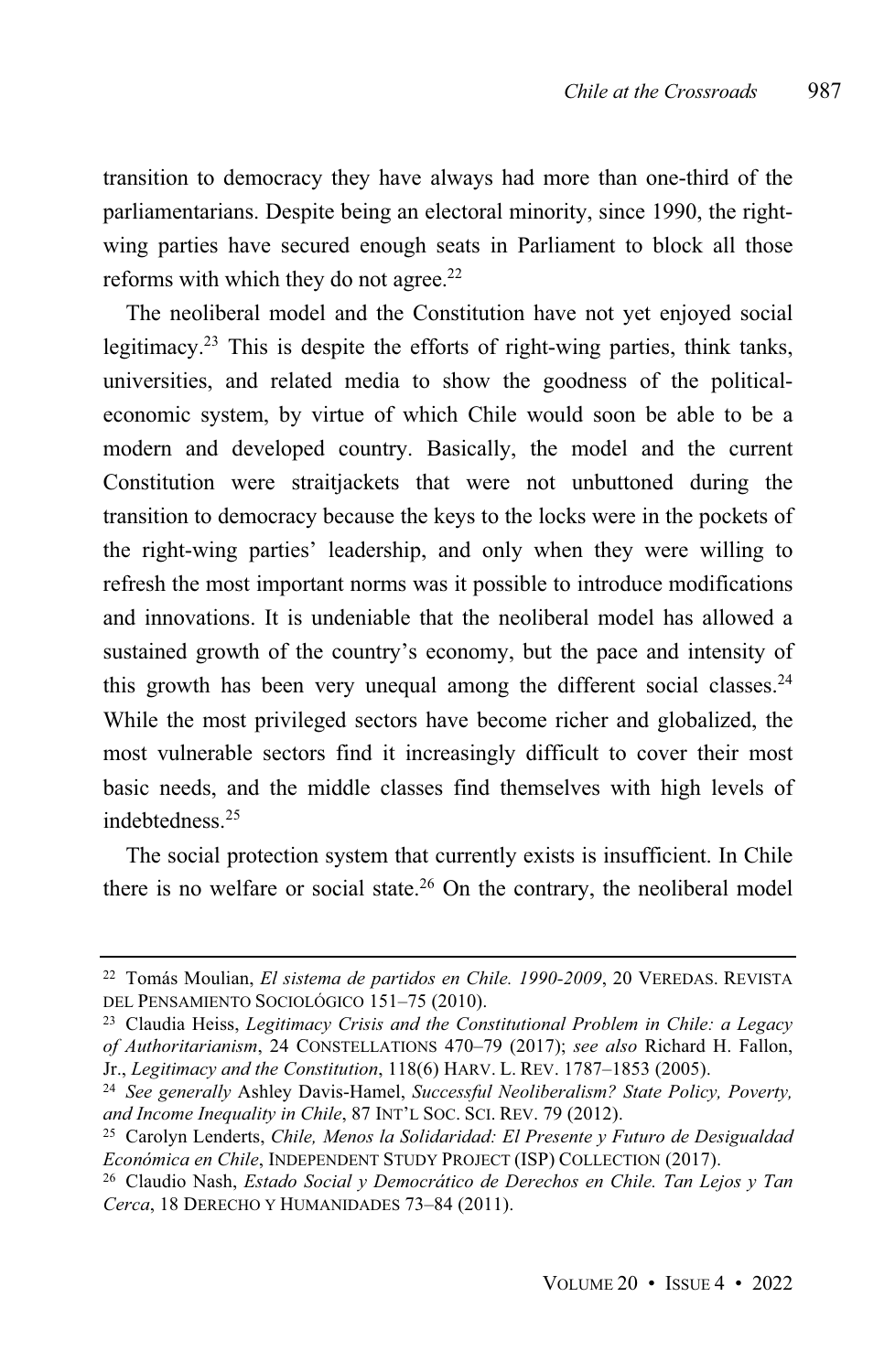transition to democracy they have always had more than one-third of the parliamentarians. Despite being an electoral minority, since 1990, the right-wing parties have secured enough seats in Parliament to block all those reforms with which they do not agree.[22]

The neoliberal model and the Constitution have not yet enjoyed social legitimacy.[23] This is despite the efforts of right-wing parties, think tanks, universities, and related media to show the goodness of the political-economic system, by virtue of which Chile would soon be able to be a modern and developed country. Basically, the model and the current Constitution were straitjackets that were not unbuttoned during the transition to democracy because the keys to the locks were in the pockets of the right-wing parties' leadership, and only when they were willing to refresh the most important norms was it possible to introduce modifications and innovations. It is undeniable that the neoliberal model has allowed a sustained growth of the country's economy, but the pace and intensity of this growth has been very unequal among the different social classes.[24] While the most privileged sectors have become richer and globalized, the most vulnerable sectors find it increasingly difficult to cover their most basic needs, and the middle classes find themselves with high levels of indebtedness.[25]

The social protection system that currently exists is insufficient. In Chile there is no welfare or social state.[26] On the contrary, the neoliberal model

---

[22] Tomás Moulian, *El sistema de partidos en Chile. 1990-2009*, 20 VEREDAS. REVISTA DEL PENSAMIENTO SOCIOLÓGICO 151–75 (2010).

[23] Claudia Heiss, *Legitimacy Crisis and the Constitutional Problem in Chile: a Legacy of Authoritarianism*, 24 CONSTELLATIONS 470–79 (2017); *see also* Richard H. Fallon, Jr., *Legitimacy and the Constitution*, 118(6) HARV. L. REV. 1787–1853 (2005).

[24] *See generally* Ashley Davis-Hamel, *Successful Neoliberalism? State Policy, Poverty, and Income Inequality in Chile*, 87 INT'L SOC. SCI. REV. 79 (2012).

[25] Carolyn Lenderts, *Chile, Menos la Solidaridad: El Presente y Futuro de Desigualdad Económica en Chile*, INDEPENDENT STUDY PROJECT (ISP) COLLECTION (2017).

[26] Claudio Nash, *Estado Social y Democrático de Derechos en Chile. Tan Lejos y Tan Cerca*, 18 DERECHO Y HUMANIDADES 73–84 (2011).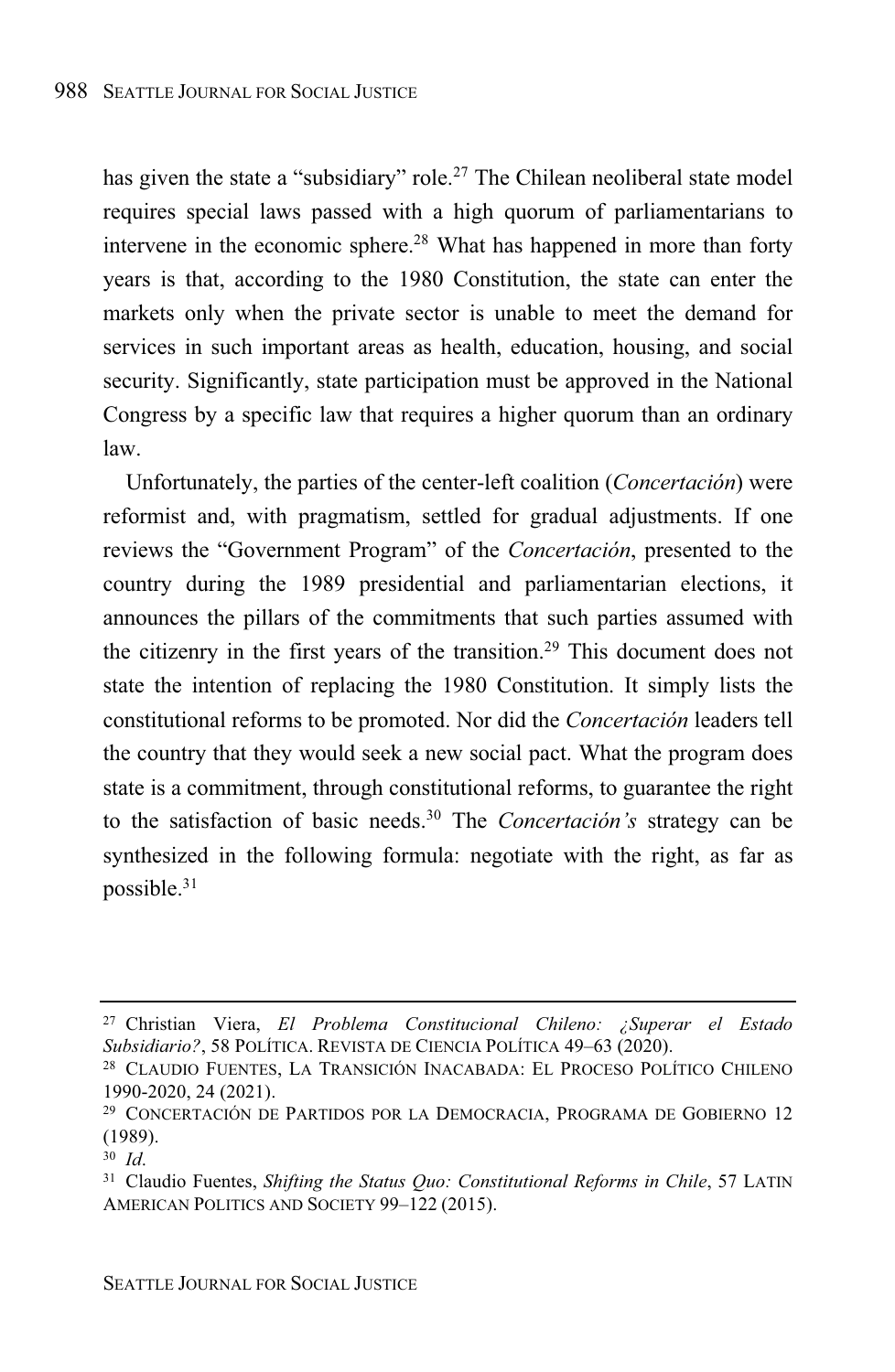has given the state a "subsidiary" role.[27] The Chilean neoliberal state model requires special laws passed with a high quorum of parliamentarians to intervene in the economic sphere.[28] What has happened in more than forty years is that, according to the 1980 Constitution, the state can enter the markets only when the private sector is unable to meet the demand for services in such important areas as health, education, housing, and social security. Significantly, state participation must be approved in the National Congress by a specific law that requires a higher quorum than an ordinary law.

Unfortunately, the parties of the center-left coalition (*Concertación*) were reformist and, with pragmatism, settled for gradual adjustments. If one reviews the "Government Program" of the *Concertación*, presented to the country during the 1989 presidential and parliamentarian elections, it announces the pillars of the commitments that such parties assumed with the citizenry in the first years of the transition.[29] This document does not state the intention of replacing the 1980 Constitution. It simply lists the constitutional reforms to be promoted. Nor did the *Concertación* leaders tell the country that they would seek a new social pact. What the program does state is a commitment, through constitutional reforms, to guarantee the right to the satisfaction of basic needs.[30] The *Concertación's* strategy can be synthesized in the following formula: negotiate with the right, as far as possible.[31]

---

[27] Christian Viera, *El Problema Constitucional Chileno: ¿Superar el Estado Subsidiario?*, 58 POLÍTICA. REVISTA DE CIENCIA POLÍTICA 49–63 (2020).

[28] CLAUDIO FUENTES, LA TRANSICIÓN INACABADA: EL PROCESO POLÍTICO CHILENO 1990-2020, 24 (2021).

[29] CONCERTACIÓN DE PARTIDOS POR LA DEMOCRACIA, PROGRAMA DE GOBIERNO 12 (1989).

[30] *Id.*

[31] Claudio Fuentes, *Shifting the Status Quo: Constitutional Reforms in Chile*, 57 LATIN AMERICAN POLITICS AND SOCIETY 99–122 (2015).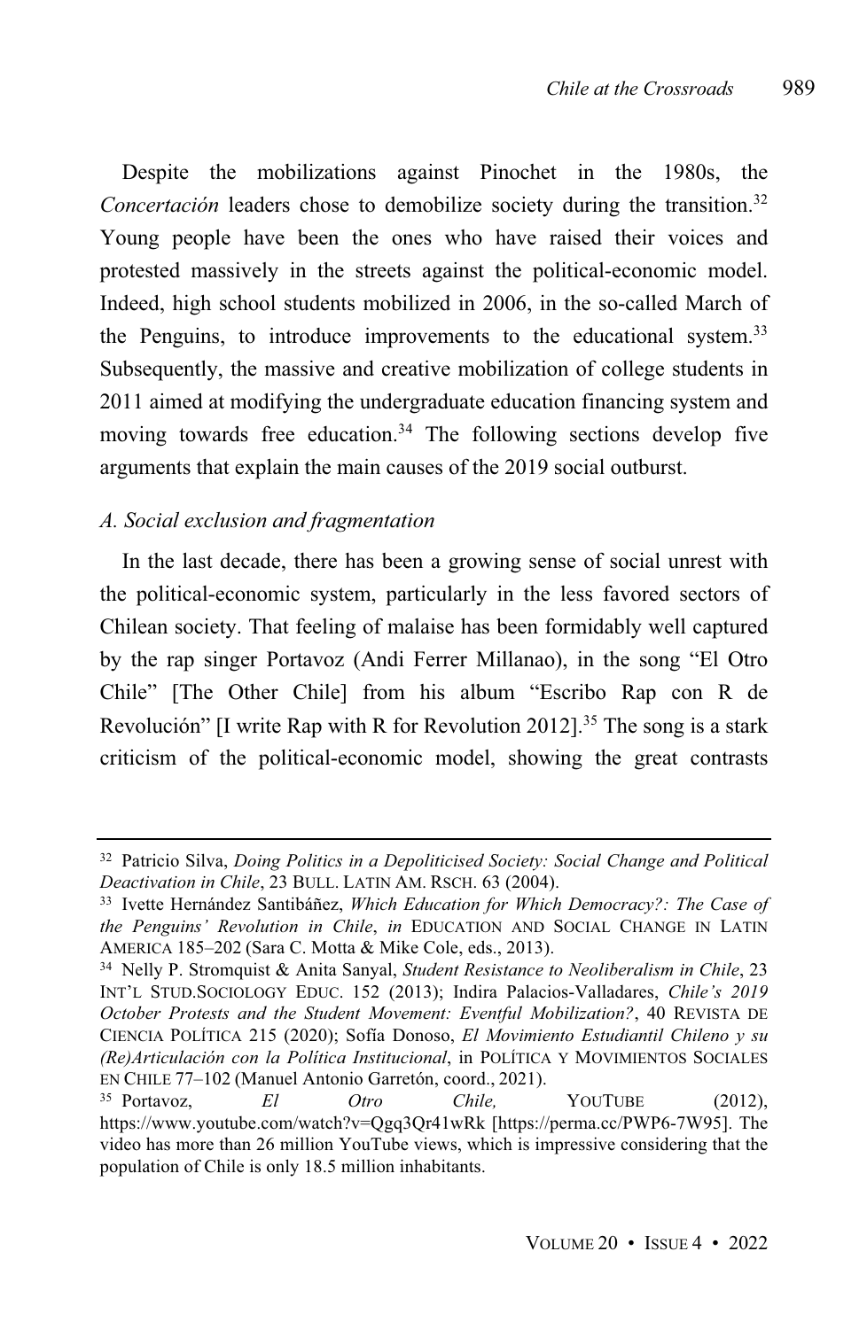Despite the mobilizations against Pinochet in the 1980s, the *Concertación* leaders chose to demobilize society during the transition.[32] Young people have been the ones who have raised their voices and protested massively in the streets against the political-economic model. Indeed, high school students mobilized in 2006, in the so-called March of the Penguins, to introduce improvements to the educational system.[33] Subsequently, the massive and creative mobilization of college students in 2011 aimed at modifying the undergraduate education financing system and moving towards free education.[34] The following sections develop five arguments that explain the main causes of the 2019 social outburst.

### *A. Social exclusion and fragmentation*

In the last decade, there has been a growing sense of social unrest with the political-economic system, particularly in the less favored sectors of Chilean society. That feeling of malaise has been formidably well captured by the rap singer Portavoz (Andi Ferrer Millanao), in the song "El Otro Chile" [The Other Chile] from his album "Escribo Rap con R de Revolución" [I write Rap with R for Revolution 2012].[35] The song is a stark criticism of the political-economic model, showing the great contrasts

---

[32] Patricio Silva, *Doing Politics in a Depoliticised Society: Social Change and Political Deactivation in Chile*, 23 BULL. LATIN AM. RSCH. 63 (2004).

[33] Ivette Hernández Santibáñez, *Which Education for Which Democracy?: The Case of the Penguins' Revolution in Chile*, *in* EDUCATION AND SOCIAL CHANGE IN LATIN AMERICA 185–202 (Sara C. Motta & Mike Cole, eds., 2013).

[34] Nelly P. Stromquist & Anita Sanyal, *Student Resistance to Neoliberalism in Chile*, 23 INT'L STUD.SOCIOLOGY EDUC. 152 (2013); Indira Palacios-Valladares, *Chile's 2019 October Protests and the Student Movement: Eventful Mobilization?*, 40 REVISTA DE CIENCIA POLÍTICA 215 (2020); Sofía Donoso, *El Movimiento Estudiantil Chileno y su (Re)Articulación con la Política Institucional*, in POLÍTICA Y MOVIMIENTOS SOCIALES EN CHILE 77–102 (Manuel Antonio Garretón, coord., 2021).

[35] Portavoz, *El Otro Chile,* YOUTUBE (2012), https://www.youtube.com/watch?v=Qgq3Qr41wRk [https://perma.cc/PWP6-7W95]. The video has more than 26 million YouTube views, which is impressive considering that the population of Chile is only 18.5 million inhabitants.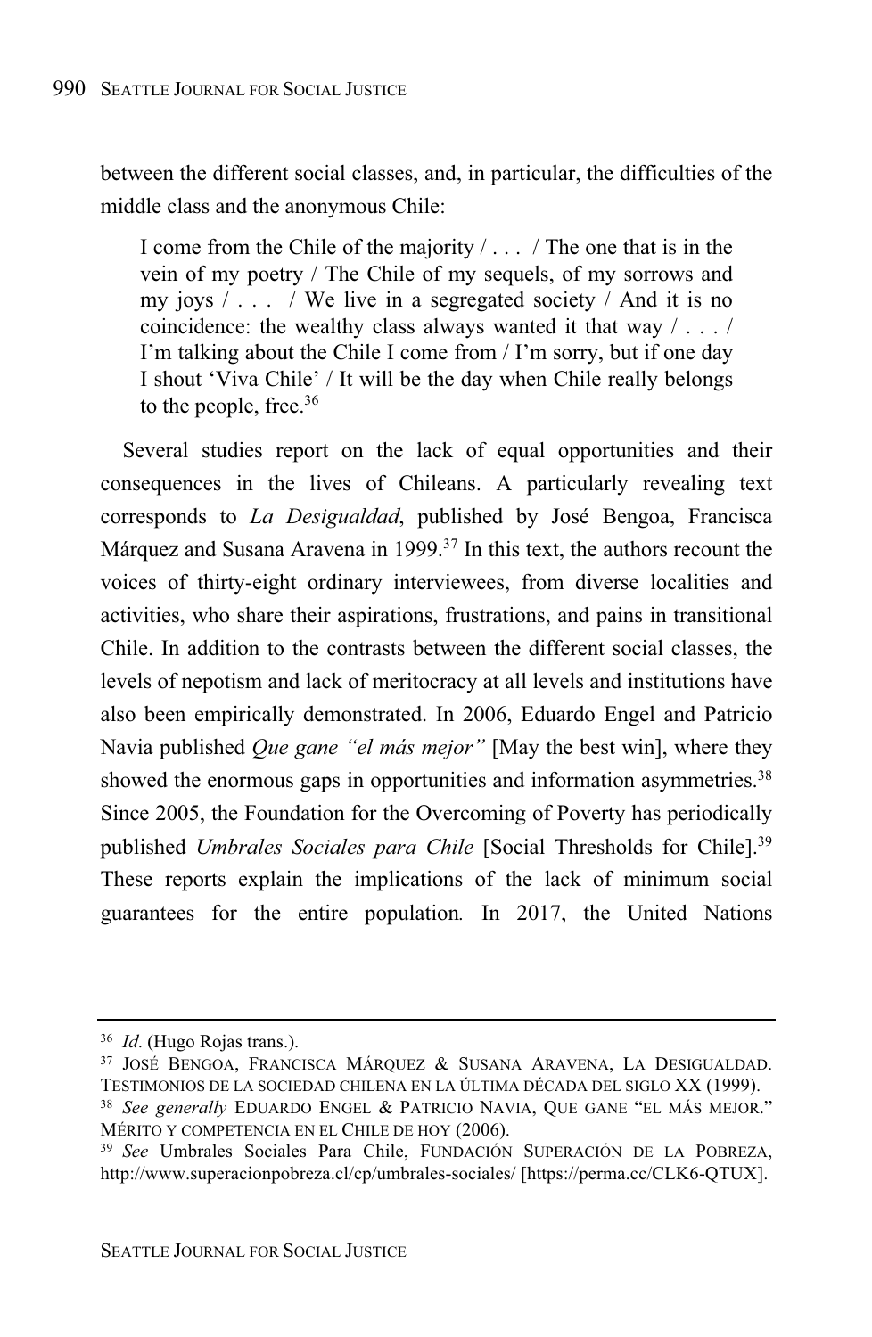between the different social classes, and, in particular, the difficulties of the middle class and the anonymous Chile:

> I come from the Chile of the majority / . . . / The one that is in the vein of my poetry / The Chile of my sequels, of my sorrows and my joys / . . . / We live in a segregated society / And it is no coincidence: the wealthy class always wanted it that way / . . . / I'm talking about the Chile I come from / I'm sorry, but if one day I shout 'Viva Chile' / It will be the day when Chile really belongs to the people, free.[36]

Several studies report on the lack of equal opportunities and their consequences in the lives of Chileans. A particularly revealing text corresponds to *La Desigualdad*, published by José Bengoa, Francisca Márquez and Susana Aravena in 1999.[37] In this text, the authors recount the voices of thirty-eight ordinary interviewees, from diverse localities and activities, who share their aspirations, frustrations, and pains in transitional Chile. In addition to the contrasts between the different social classes, the levels of nepotism and lack of meritocracy at all levels and institutions have also been empirically demonstrated. In 2006, Eduardo Engel and Patricio Navia published *Que gane "el más mejor"* [May the best win], where they showed the enormous gaps in opportunities and information asymmetries.[38] Since 2005, the Foundation for the Overcoming of Poverty has periodically published *Umbrales Sociales para Chile* [Social Thresholds for Chile].[39] These reports explain the implications of the lack of minimum social guarantees for the entire population*.* In 2017, the United Nations

---

[36] *Id*. (Hugo Rojas trans.).

[37] JOSÉ BENGOA, FRANCISCA MÁRQUEZ & SUSANA ARAVENA, LA DESIGUALDAD. TESTIMONIOS DE LA SOCIEDAD CHILENA EN LA ÚLTIMA DÉCADA DEL SIGLO XX (1999).

[38] *See generally* EDUARDO ENGEL & PATRICIO NAVIA, QUE GANE "EL MÁS MEJOR." MÉRITO Y COMPETENCIA EN EL CHILE DE HOY (2006).

[39] *See* Umbrales Sociales Para Chile, FUNDACIÓN SUPERACIÓN DE LA POBREZA, http://www.superacionpobreza.cl/cp/umbrales-sociales/ [https://perma.cc/CLK6-QTUX].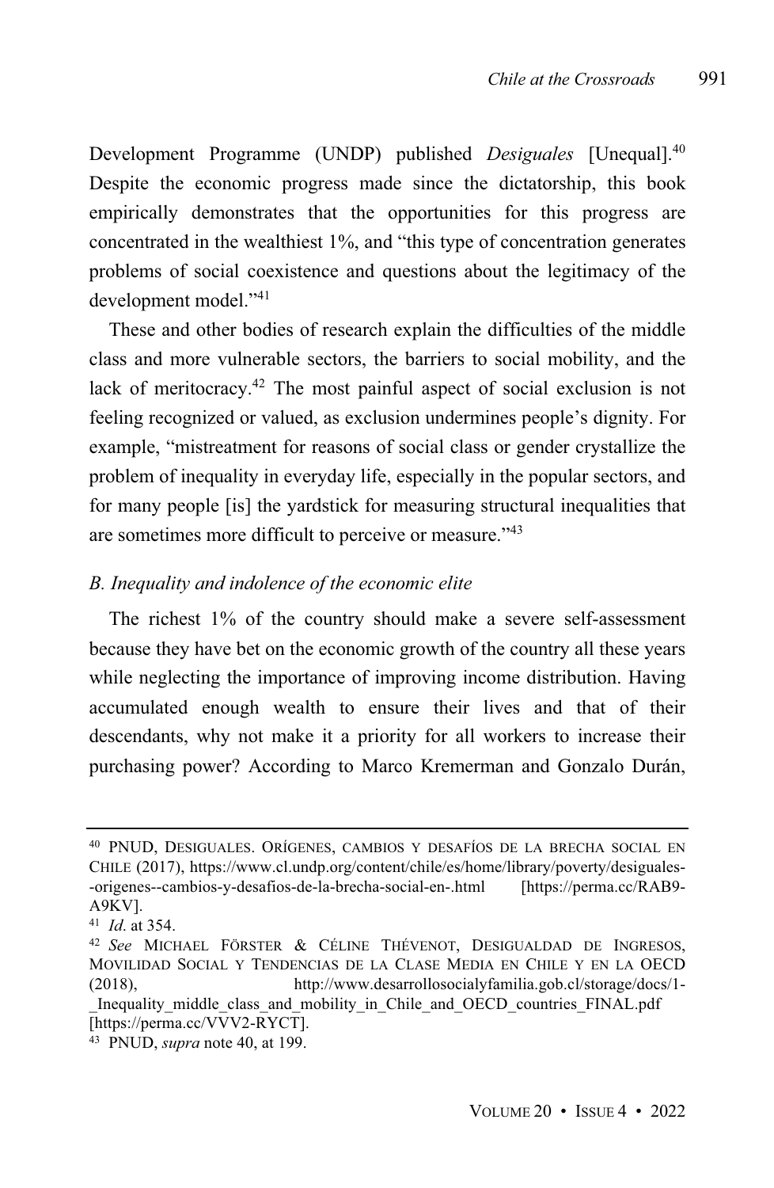Development Programme (UNDP) published *Desiguales* [Unequal].[40] Despite the economic progress made since the dictatorship, this book empirically demonstrates that the opportunities for this progress are concentrated in the wealthiest 1%, and "this type of concentration generates problems of social coexistence and questions about the legitimacy of the development model."[41]

These and other bodies of research explain the difficulties of the middle class and more vulnerable sectors, the barriers to social mobility, and the lack of meritocracy.[42] The most painful aspect of social exclusion is not feeling recognized or valued, as exclusion undermines people's dignity. For example, "mistreatment for reasons of social class or gender crystallize the problem of inequality in everyday life, especially in the popular sectors, and for many people [is] the yardstick for measuring structural inequalities that are sometimes more difficult to perceive or measure."[43]

### *B. Inequality and indolence of the economic elite*

The richest 1% of the country should make a severe self-assessment because they have bet on the economic growth of the country all these years while neglecting the importance of improving income distribution. Having accumulated enough wealth to ensure their lives and that of their descendants, why not make it a priority for all workers to increase their purchasing power? According to Marco Kremerman and Gonzalo Durán,

---

[40] PNUD, DESIGUALES. ORÍGENES, CAMBIOS Y DESAFÍOS DE LA BRECHA SOCIAL EN CHILE (2017), https://www.cl.undp.org/content/chile/es/home/library/poverty/desiguales--origenes--cambios-y-desafios-de-la-brecha-social-en-.html [https://perma.cc/RAB9-A9KV].

[41] *Id.* at 354.

[42] *See* MICHAEL FÖRSTER & CÉLINE THÉVENOT, DESIGUALDAD DE INGRESOS, MOVILIDAD SOCIAL Y TENDENCIAS DE LA CLASE MEDIA EN CHILE Y EN LA OECD (2018), http://www.desarrollosocialyfamilia.gob.cl/storage/docs/1-_Inequality_middle_class_and_mobility_in_Chile_and_OECD_countries_FINAL.pdf [https://perma.cc/VVV2-RYCT].

[43] PNUD, *supra* note 40, at 199.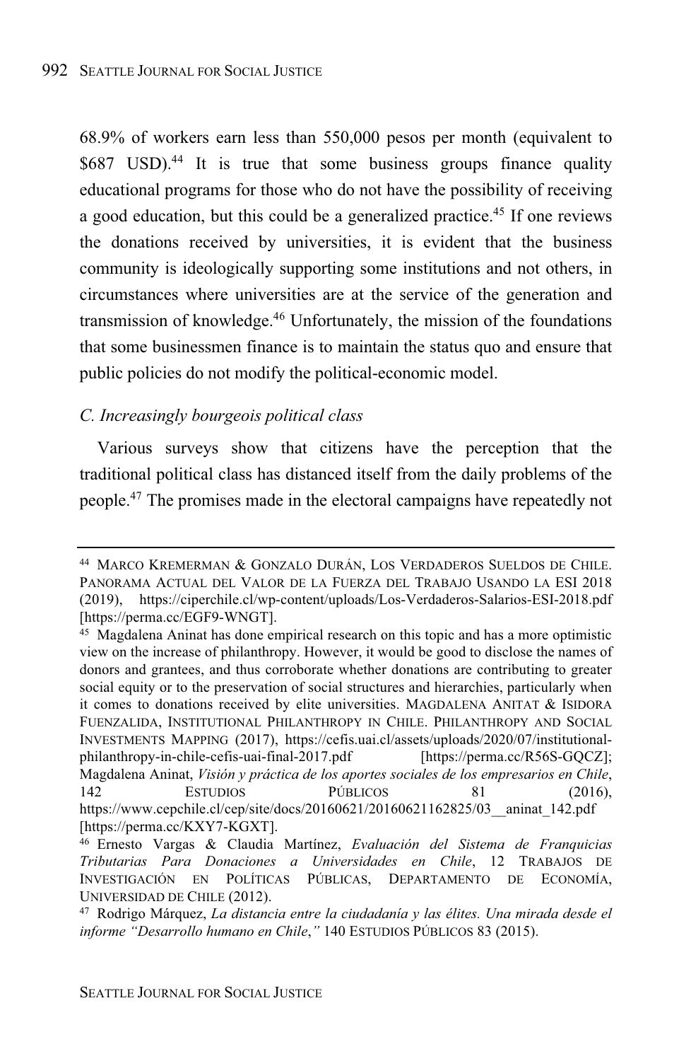68.9% of workers earn less than 550,000 pesos per month (equivalent to $687 USD).[44] It is true that some business groups finance quality educational programs for those who do not have the possibility of receiving a good education, but this could be a generalized practice.[45] If one reviews the donations received by universities, it is evident that the business community is ideologically supporting some institutions and not others, in circumstances where universities are at the service of the generation and transmission of knowledge.[46] Unfortunately, the mission of the foundations that some businessmen finance is to maintain the status quo and ensure that public policies do not modify the political-economic model.

### *C. Increasingly bourgeois political class*

Various surveys show that citizens have the perception that the traditional political class has distanced itself from the daily problems of the people.[47] The promises made in the electoral campaigns have repeatedly not

---

[44] MARCO KREMERMAN & GONZALO DURÁN, LOS VERDADEROS SUELDOS DE CHILE. PANORAMA ACTUAL DEL VALOR DE LA FUERZA DEL TRABAJO USANDO LA ESI 2018 (2019), https://ciperchile.cl/wp-content/uploads/Los-Verdaderos-Salarios-ESI-2018.pdf [https://perma.cc/EGF9-WNGT].

[45] Magdalena Aninat has done empirical research on this topic and has a more optimistic view on the increase of philanthropy. However, it would be good to disclose the names of donors and grantees, and thus corroborate whether donations are contributing to greater social equity or to the preservation of social structures and hierarchies, particularly when it comes to donations received by elite universities. MAGDALENA ANITAT & ISIDORA FUENZALIDA, INSTITUTIONAL PHILANTHROPY IN CHILE. PHILANTHROPY AND SOCIAL INVESTMENTS MAPPING (2017), https://cefis.uai.cl/assets/uploads/2020/07/institutional-philanthropy-in-chile-cefis-uai-final-2017.pdf [https://perma.cc/R56S-GQCZ]; Magdalena Aninat, *Visión y práctica de los aportes sociales de los empresarios en Chile*, 142 ESTUDIOS PÚBLICOS 81 (2016), https://www.cepchile.cl/cep/site/docs/20160621/20160621162825/03__aninat_142.pdf [https://perma.cc/KXY7-KGXT].

[46] Ernesto Vargas & Claudia Martínez, *Evaluación del Sistema de Franquicias Tributarias Para Donaciones a Universidades en Chile*, 12 TRABAJOS DE INVESTIGACIÓN EN POLÍTICAS PÚBLICAS, DEPARTAMENTO DE ECONOMÍA, UNIVERSIDAD DE CHILE (2012).

[47] Rodrigo Márquez, *La distancia entre la ciudadanía y las élites. Una mirada desde el informe "Desarrollo humano en Chile*,*"* 140 ESTUDIOS PÚBLICOS 83 (2015).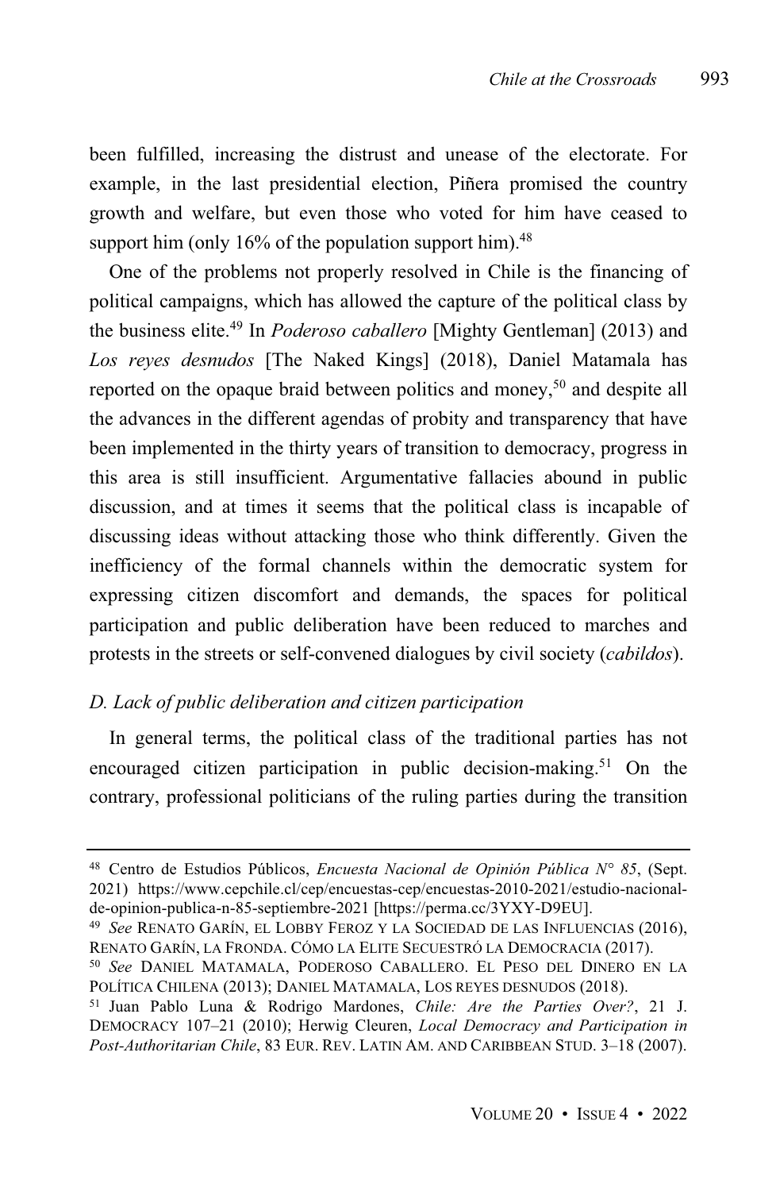been fulfilled, increasing the distrust and unease of the electorate. For example, in the last presidential election, Piñera promised the country growth and welfare, but even those who voted for him have ceased to support him (only 16% of the population support him).[48]

One of the problems not properly resolved in Chile is the financing of political campaigns, which has allowed the capture of the political class by the business elite.[49] In *Poderoso caballero* [Mighty Gentleman] (2013) and *Los reyes desnudos* [The Naked Kings] (2018), Daniel Matamala has reported on the opaque braid between politics and money,[50] and despite all the advances in the different agendas of probity and transparency that have been implemented in the thirty years of transition to democracy, progress in this area is still insufficient. Argumentative fallacies abound in public discussion, and at times it seems that the political class is incapable of discussing ideas without attacking those who think differently. Given the inefficiency of the formal channels within the democratic system for expressing citizen discomfort and demands, the spaces for political participation and public deliberation have been reduced to marches and protests in the streets or self-convened dialogues by civil society (*cabildos*).

### *D. Lack of public deliberation and citizen participation*

In general terms, the political class of the traditional parties has not encouraged citizen participation in public decision-making.[51] On the contrary, professional politicians of the ruling parties during the transition

---

[48] Centro de Estudios Públicos, *Encuesta Nacional de Opinión Pública N° 85*, (Sept. 2021) https://www.cepchile.cl/cep/encuestas-cep/encuestas-2010-2021/estudio-nacional-de-opinion-publica-n-85-septiembre-2021 [https://perma.cc/3YXY-D9EU].

[49] *See* RENATO GARÍN, EL LOBBY FEROZ Y LA SOCIEDAD DE LAS INFLUENCIAS (2016), RENATO GARÍN, LA FRONDA. CÓMO LA ELITE SECUESTRÓ LA DEMOCRACIA (2017).

[50] *See* DANIEL MATAMALA, PODEROSO CABALLERO. EL PESO DEL DINERO EN LA POLÍTICA CHILENA (2013); DANIEL MATAMALA, LOS REYES DESNUDOS (2018).

[51] Juan Pablo Luna & Rodrigo Mardones, *Chile: Are the Parties Over?*, 21 J. DEMOCRACY 107–21 (2010); Herwig Cleuren, *Local Democracy and Participation in Post-Authoritarian Chile*, 83 EUR. REV. LATIN AM. AND CARIBBEAN STUD. 3–18 (2007).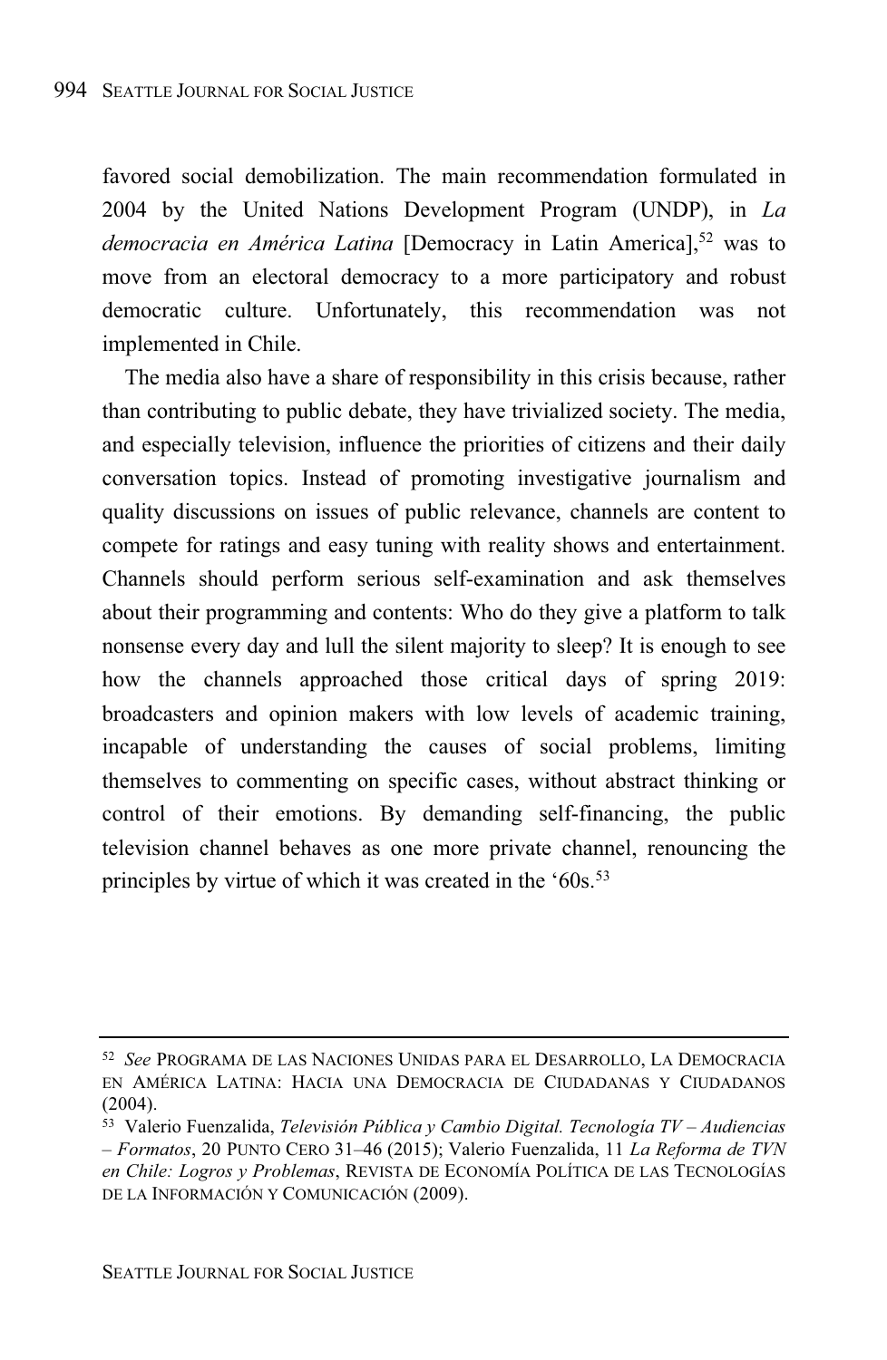favored social demobilization. The main recommendation formulated in 2004 by the United Nations Development Program (UNDP), in *La democracia en América Latina* [Democracy in Latin America],[52] was to move from an electoral democracy to a more participatory and robust democratic culture. Unfortunately, this recommendation was not implemented in Chile.

The media also have a share of responsibility in this crisis because, rather than contributing to public debate, they have trivialized society. The media, and especially television, influence the priorities of citizens and their daily conversation topics. Instead of promoting investigative journalism and quality discussions on issues of public relevance, channels are content to compete for ratings and easy tuning with reality shows and entertainment. Channels should perform serious self-examination and ask themselves about their programming and contents: Who do they give a platform to talk nonsense every day and lull the silent majority to sleep? It is enough to see how the channels approached those critical days of spring 2019: broadcasters and opinion makers with low levels of academic training, incapable of understanding the causes of social problems, limiting themselves to commenting on specific cases, without abstract thinking or control of their emotions. By demanding self-financing, the public television channel behaves as one more private channel, renouncing the principles by virtue of which it was created in the '60s.[53]

---

[52] *See* PROGRAMA DE LAS NACIONES UNIDAS PARA EL DESARROLLO, LA DEMOCRACIA EN AMÉRICA LATINA: HACIA UNA DEMOCRACIA DE CIUDADANAS Y CIUDADANOS (2004).

[53] Valerio Fuenzalida, *Televisión Pública y Cambio Digital. Tecnología TV – Audiencias – Formatos*, 20 PUNTO CERO 31–46 (2015); Valerio Fuenzalida, 11 *La Reforma de TVN en Chile: Logros y Problemas*, REVISTA DE ECONOMÍA POLÍTICA DE LAS TECNOLOGÍAS DE LA INFORMACIÓN Y COMUNICACIÓN (2009).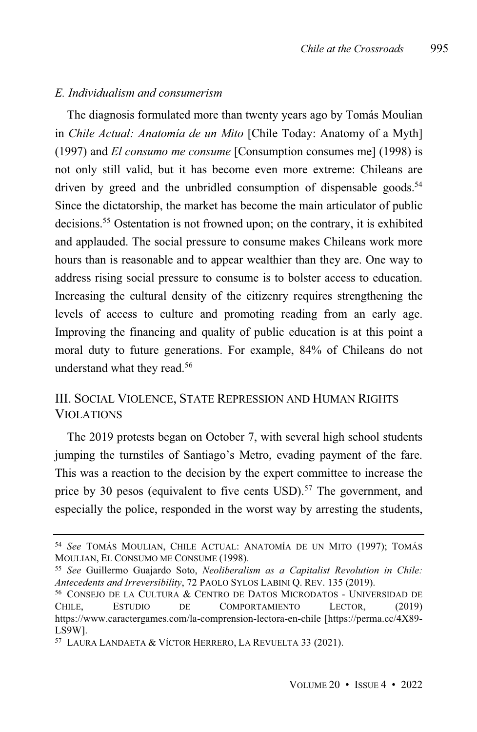### *E. Individualism and consumerism*

The diagnosis formulated more than twenty years ago by Tomás Moulian in *Chile Actual: Anatomía de un Mito* [Chile Today: Anatomy of a Myth] (1997) and *El consumo me consume* [Consumption consumes me] (1998) is not only still valid, but it has become even more extreme: Chileans are driven by greed and the unbridled consumption of dispensable goods.[54] Since the dictatorship, the market has become the main articulator of public decisions.[55] Ostentation is not frowned upon; on the contrary, it is exhibited and applauded. The social pressure to consume makes Chileans work more hours than is reasonable and to appear wealthier than they are. One way to address rising social pressure to consume is to bolster access to education. Increasing the cultural density of the citizenry requires strengthening the levels of access to culture and promoting reading from an early age. Improving the financing and quality of public education is at this point a moral duty to future generations. For example, 84% of Chileans do not understand what they read.[56]

## III. Social Violence, State Repression and Human Rights Violations

The 2019 protests began on October 7, with several high school students jumping the turnstiles of Santiago's Metro, evading payment of the fare. This was a reaction to the decision by the expert committee to increase the price by 30 pesos (equivalent to five cents USD).[57] The government, and especially the police, responded in the worst way by arresting the students,

---

[54] *See* Tomás Moulian, Chile Actual: Anatomía de un Mito (1997); Tomás Moulian, El Consumo me Consume (1998).

[55] *See* Guillermo Guajardo Soto, *Neoliberalism as a Capitalist Revolution in Chile: Antecedents and Irreversibility*, 72 Paolo Sylos Labini Q. Rev. 135 (2019).

[56] Consejo de la Cultura & Centro de Datos Microdatos - Universidad de Chile, Estudio de Comportamiento Lector, (2019) https://www.caractergames.com/la-comprension-lectora-en-chile [https://perma.cc/4X89-LS9W].

[57] Laura Landaeta & Víctor Herrero, La Revuelta 33 (2021).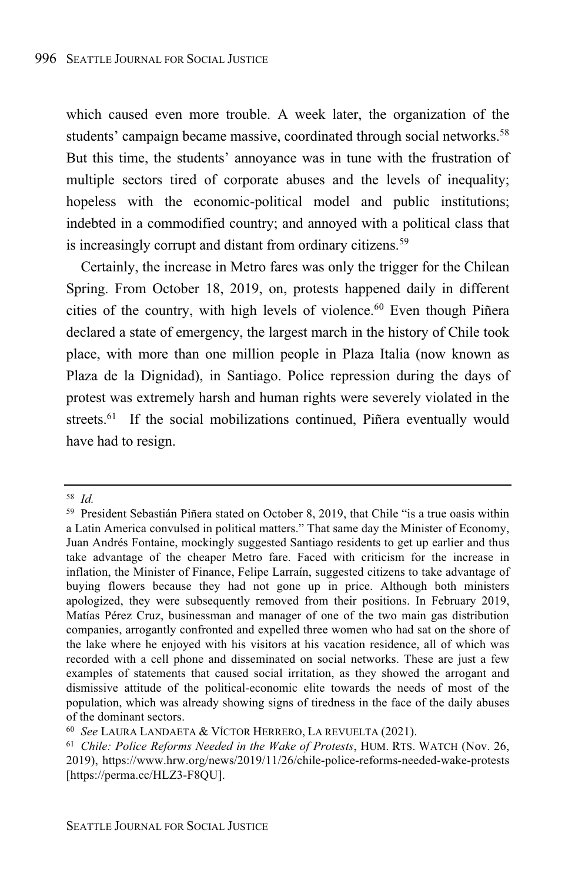which caused even more trouble. A week later, the organization of the students' campaign became massive, coordinated through social networks.[58] But this time, the students' annoyance was in tune with the frustration of multiple sectors tired of corporate abuses and the levels of inequality; hopeless with the economic-political model and public institutions; indebted in a commodified country; and annoyed with a political class that is increasingly corrupt and distant from ordinary citizens.[59]

Certainly, the increase in Metro fares was only the trigger for the Chilean Spring. From October 18, 2019, on, protests happened daily in different cities of the country, with high levels of violence.[60] Even though Piñera declared a state of emergency, the largest march in the history of Chile took place, with more than one million people in Plaza Italia (now known as Plaza de la Dignidad), in Santiago. Police repression during the days of protest was extremely harsh and human rights were severely violated in the streets.[61] If the social mobilizations continued, Piñera eventually would have had to resign.

---

[58] *Id.*

[59] President Sebastián Piñera stated on October 8, 2019, that Chile "is a true oasis within a Latin America convulsed in political matters." That same day the Minister of Economy, Juan Andrés Fontaine, mockingly suggested Santiago residents to get up earlier and thus take advantage of the cheaper Metro fare. Faced with criticism for the increase in inflation, the Minister of Finance, Felipe Larraín, suggested citizens to take advantage of buying flowers because they had not gone up in price. Although both ministers apologized, they were subsequently removed from their positions. In February 2019, Matías Pérez Cruz, businessman and manager of one of the two main gas distribution companies, arrogantly confronted and expelled three women who had sat on the shore of the lake where he enjoyed with his visitors at his vacation residence, all of which was recorded with a cell phone and disseminated on social networks. These are just a few examples of statements that caused social irritation, as they showed the arrogant and dismissive attitude of the political-economic elite towards the needs of most of the population, which was already showing signs of tiredness in the face of the daily abuses of the dominant sectors.

[60] *See* LAURA LANDAETA & VÍCTOR HERRERO, LA REVUELTA (2021).

[61] *Chile: Police Reforms Needed in the Wake of Protests*, HUM. RTS. WATCH (Nov. 26, 2019), https://www.hrw.org/news/2019/11/26/chile-police-reforms-needed-wake-protests [https://perma.cc/HLZ3-F8QU].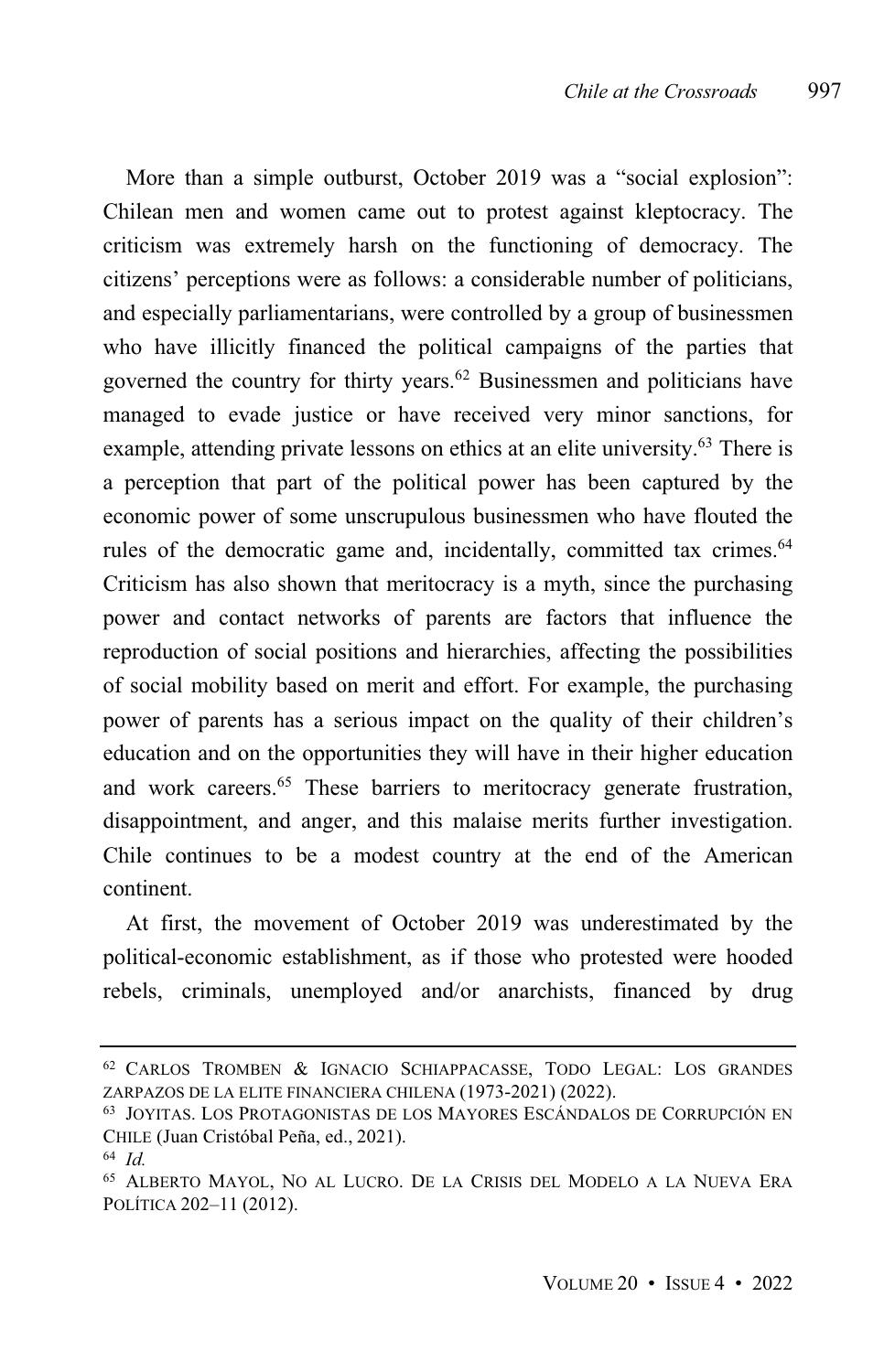More than a simple outburst, October 2019 was a "social explosion": Chilean men and women came out to protest against kleptocracy. The criticism was extremely harsh on the functioning of democracy. The citizens' perceptions were as follows: a considerable number of politicians, and especially parliamentarians, were controlled by a group of businessmen who have illicitly financed the political campaigns of the parties that governed the country for thirty years.[62] Businessmen and politicians have managed to evade justice or have received very minor sanctions, for example, attending private lessons on ethics at an elite university.[63] There is a perception that part of the political power has been captured by the economic power of some unscrupulous businessmen who have flouted the rules of the democratic game and, incidentally, committed tax crimes.[64] Criticism has also shown that meritocracy is a myth, since the purchasing power and contact networks of parents are factors that influence the reproduction of social positions and hierarchies, affecting the possibilities of social mobility based on merit and effort. For example, the purchasing power of parents has a serious impact on the quality of their children's education and on the opportunities they will have in their higher education and work careers.[65] These barriers to meritocracy generate frustration, disappointment, and anger, and this malaise merits further investigation. Chile continues to be a modest country at the end of the American continent.

At first, the movement of October 2019 was underestimated by the political-economic establishment, as if those who protested were hooded rebels, criminals, unemployed and/or anarchists, financed by drug

---

[62] CARLOS TROMBEN & IGNACIO SCHIAPPACASSE, TODO LEGAL: LOS GRANDES ZARPAZOS DE LA ELITE FINANCIERA CHILENA (1973-2021) (2022).

[63] JOYITAS. LOS PROTAGONISTAS DE LOS MAYORES ESCÁNDALOS DE CORRUPCIÓN EN CHILE (Juan Cristóbal Peña, ed., 2021).

[64] *Id.*

[65] ALBERTO MAYOL, NO AL LUCRO. DE LA CRISIS DEL MODELO A LA NUEVA ERA POLÍTICA 202–11 (2012).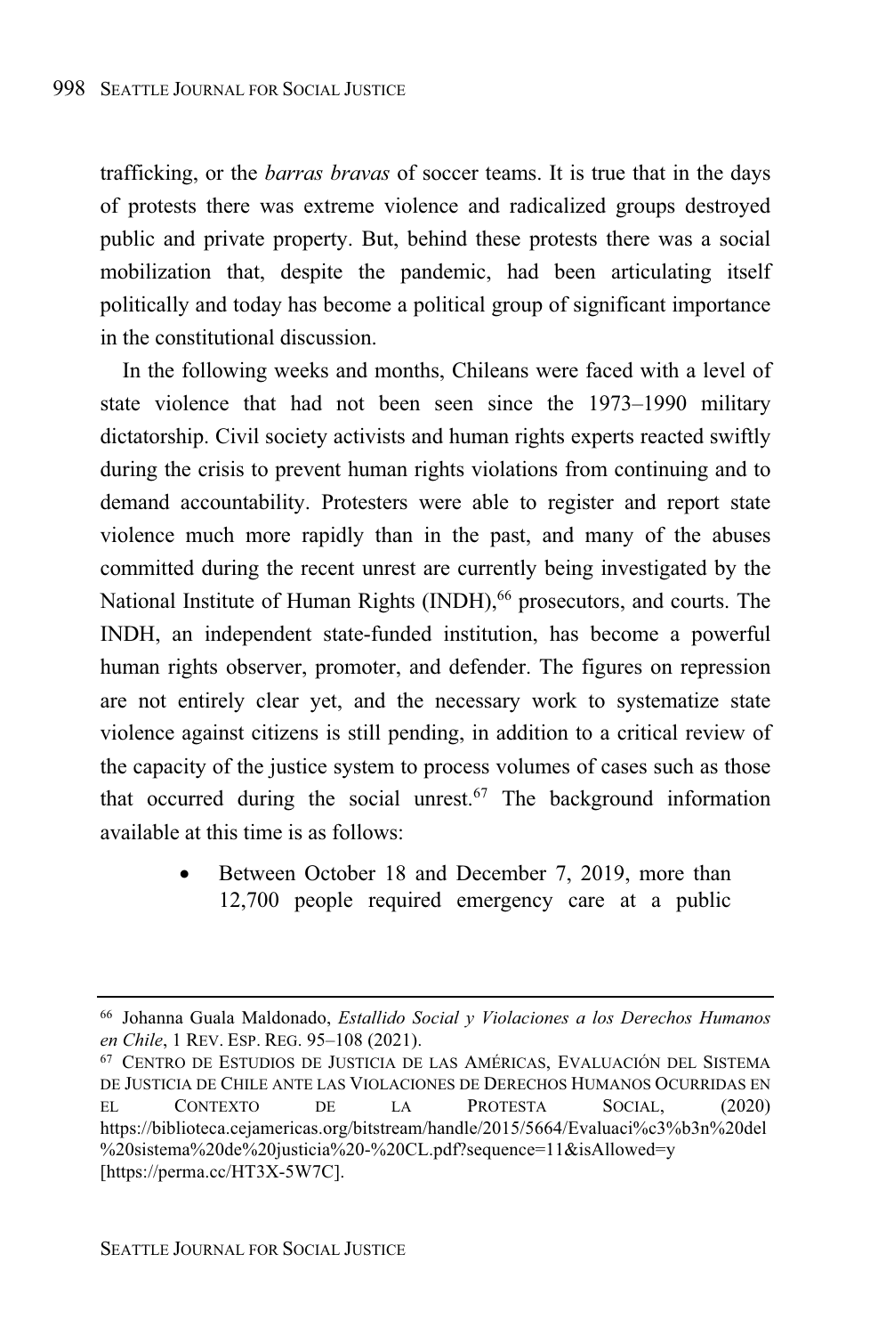trafficking, or the *barras bravas* of soccer teams. It is true that in the days of protests there was extreme violence and radicalized groups destroyed public and private property. But, behind these protests there was a social mobilization that, despite the pandemic, had been articulating itself politically and today has become a political group of significant importance in the constitutional discussion.

In the following weeks and months, Chileans were faced with a level of state violence that had not been seen since the 1973–1990 military dictatorship. Civil society activists and human rights experts reacted swiftly during the crisis to prevent human rights violations from continuing and to demand accountability. Protesters were able to register and report state violence much more rapidly than in the past, and many of the abuses committed during the recent unrest are currently being investigated by the National Institute of Human Rights (INDH),[66] prosecutors, and courts. The INDH, an independent state-funded institution, has become a powerful human rights observer, promoter, and defender. The figures on repression are not entirely clear yet, and the necessary work to systematize state violence against citizens is still pending, in addition to a critical review of the capacity of the justice system to process volumes of cases such as those that occurred during the social unrest.[67] The background information available at this time is as follows:

- Between October 18 and December 7, 2019, more than 12,700 people required emergency care at a public

---

[66] Johanna Guala Maldonado, *Estallido Social y Violaciones a los Derechos Humanos en Chile*, 1 REV. ESP. REG. 95–108 (2021).

[67] CENTRO DE ESTUDIOS DE JUSTICIA DE LAS AMÉRICAS, EVALUACIÓN DEL SISTEMA DE JUSTICIA DE CHILE ANTE LAS VIOLACIONES DE DERECHOS HUMANOS OCURRIDAS EN EL CONTEXTO DE LA PROTESTA SOCIAL, (2020) https://biblioteca.cejamericas.org/bitstream/handle/2015/5664/Evaluaci%c3%b3n%20del%20sistema%20de%20justicia%20-%20CL.pdf?sequence=11&isAllowed=y [https://perma.cc/HT3X-5W7C].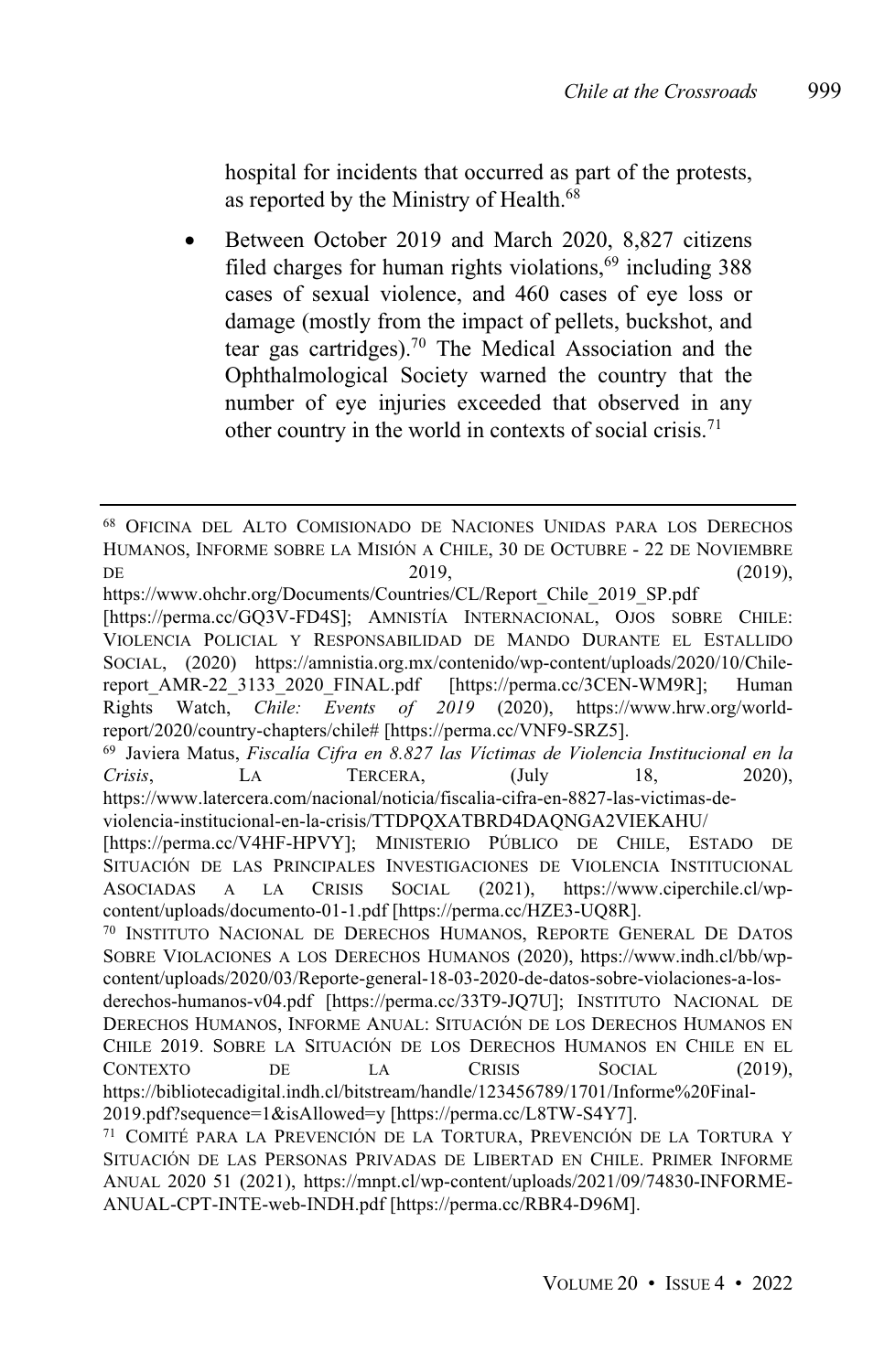hospital for incidents that occurred as part of the protests, as reported by the Ministry of Health.[68]

- Between October 2019 and March 2020, 8,827 citizens filed charges for human rights violations,[69] including 388 cases of sexual violence, and 460 cases of eye loss or damage (mostly from the impact of pellets, buckshot, and tear gas cartridges).[70] The Medical Association and the Ophthalmological Society warned the country that the number of eye injuries exceeded that observed in any other country in the world in contexts of social crisis.[71]

---

[68] OFICINA DEL ALTO COMISIONADO DE NACIONES UNIDAS PARA LOS DERECHOS HUMANOS, INFORME SOBRE LA MISIÓN A CHILE, 30 DE OCTUBRE - 22 DE NOVIEMBRE DE 2019, (2019), https://www.ohchr.org/Documents/Countries/CL/Report_Chile_2019_SP.pdf [https://perma.cc/GQ3V-FD4S]; AMNISTÍA INTERNACIONAL, OJOS SOBRE CHILE: VIOLENCIA POLICIAL Y RESPONSABILIDAD DE MANDO DURANTE EL ESTALLIDO SOCIAL, (2020) https://amnistia.org.mx/contenido/wp-content/uploads/2020/10/Chile-report_AMR-22_3133_2020_FINAL.pdf [https://perma.cc/3CEN-WM9R]; Human Rights Watch, *Chile: Events of 2019* (2020), https://www.hrw.org/world-report/2020/country-chapters/chile# [https://perma.cc/VNF9-SRZ5].

[69] Javiera Matus, *Fiscalía Cifra en 8.827 las Víctimas de Violencia Institucional en la Crisis*, LA TERCERA, (July 18, 2020), https://www.latercera.com/nacional/noticia/fiscalia-cifra-en-8827-las-victimas-de-violencia-institucional-en-la-crisis/TTDPQXATBRD4DAQNGA2VIEKAHU/ [https://perma.cc/V4HF-HPVY]; MINISTERIO PÚBLICO DE CHILE, ESTADO DE SITUACIÓN DE LAS PRINCIPALES INVESTIGACIONES DE VIOLENCIA INSTITUCIONAL ASOCIADAS A LA CRISIS SOCIAL (2021), https://www.ciperchile.cl/wp-content/uploads/documento-01-1.pdf [https://perma.cc/HZE3-UQ8R].

[70] INSTITUTO NACIONAL DE DERECHOS HUMANOS, REPORTE GENERAL DE DATOS SOBRE VIOLACIONES A LOS DERECHOS HUMANOS (2020), https://www.indh.cl/bb/wp-content/uploads/2020/03/Reporte-general-18-03-2020-de-datos-sobre-violaciones-a-los-derechos-humanos-v04.pdf [https://perma.cc/33T9-JQ7U]; INSTITUTO NACIONAL DE DERECHOS HUMANOS, INFORME ANUAL: SITUACIÓN DE LOS DERECHOS HUMANOS EN CHILE 2019. SOBRE LA SITUACIÓN DE LOS DERECHOS HUMANOS EN CHILE EN EL CONTEXTO DE LA CRISIS SOCIAL (2019), https://bibliotecadigital.indh.cl/bitstream/handle/123456789/1701/Informe%20Final-2019.pdf?sequence=1&isAllowed=y [https://perma.cc/L8TW-S4Y7].

[71] COMITÉ PARA LA PREVENCIÓN DE LA TORTURA, PREVENCIÓN DE LA TORTURA Y SITUACIÓN DE LAS PERSONAS PRIVADAS DE LIBERTAD EN CHILE. PRIMER INFORME ANUAL 2020 51 (2021), https://mnpt.cl/wp-content/uploads/2021/09/74830-INFORME-ANUAL-CPT-INTE-web-INDH.pdf [https://perma.cc/RBR4-D96M].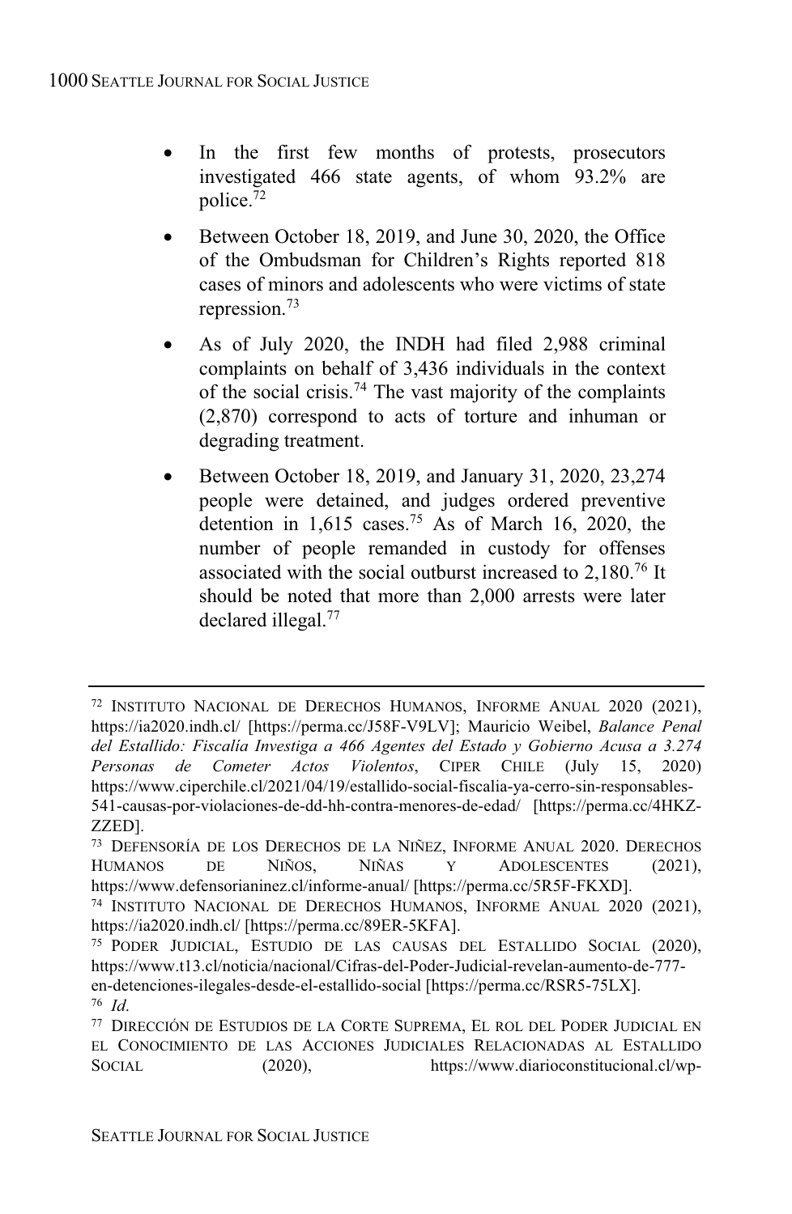- In the first few months of protests, prosecutors investigated 466 state agents, of whom 93.2% are police.[72]

- Between October 18, 2019, and June 30, 2020, the Office of the Ombudsman for Children's Rights reported 818 cases of minors and adolescents who were victims of state repression.[73]

- As of July 2020, the INDH had filed 2,988 criminal complaints on behalf of 3,436 individuals in the context of the social crisis.[74] The vast majority of the complaints (2,870) correspond to acts of torture and inhuman or degrading treatment.

- Between October 18, 2019, and January 31, 2020, 23,274 people were detained, and judges ordered preventive detention in 1,615 cases.[75] As of March 16, 2020, the number of people remanded in custody for offenses associated with the social outburst increased to 2,180.[76] It should be noted that more than 2,000 arrests were later declared illegal.[77]

---

[72] INSTITUTO NACIONAL DE DERECHOS HUMANOS, INFORME ANUAL 2020 (2021), https://ia2020.indh.cl/ [https://perma.cc/J58F-V9LV]; Mauricio Weibel, *Balance Penal del Estallido: Fiscalía Investiga a 466 Agentes del Estado y Gobierno Acusa a 3.274 Personas de Cometer Actos Violentos*, CIPER CHILE (July 15, 2020) https://www.ciperchile.cl/2021/04/19/estallido-social-fiscalia-ya-cerro-sin-responsables-541-causas-por-violaciones-de-dd-hh-contra-menores-de-edad/ [https://perma.cc/4HKZ-ZZED].

[73] DEFENSORÍA DE LOS DERECHOS DE LA NIÑEZ, INFORME ANUAL 2020. DERECHOS HUMANOS DE NIÑOS, NIÑAS Y ADOLESCENTES (2021), https://www.defensorianinez.cl/informe-anual/ [https://perma.cc/5R5F-FKXD].

[74] INSTITUTO NACIONAL DE DERECHOS HUMANOS, INFORME ANUAL 2020 (2021), https://ia2020.indh.cl/ [https://perma.cc/89ER-5KFA].

[75] PODER JUDICIAL, ESTUDIO DE LAS CAUSAS DEL ESTALLIDO SOCIAL (2020), https://www.t13.cl/noticia/nacional/Cifras-del-Poder-Judicial-revelan-aumento-de-777-en-detenciones-ilegales-desde-el-estallido-social [https://perma.cc/RSR5-75LX].

[76] *Id.*

[77] DIRECCIÓN DE ESTUDIOS DE LA CORTE SUPREMA, EL ROL DEL PODER JUDICIAL EN EL CONOCIMIENTO DE LAS ACCIONES JUDICIALES RELACIONADAS AL ESTALLIDO SOCIAL (2020), https://www.diarioconstitucional.cl/wp-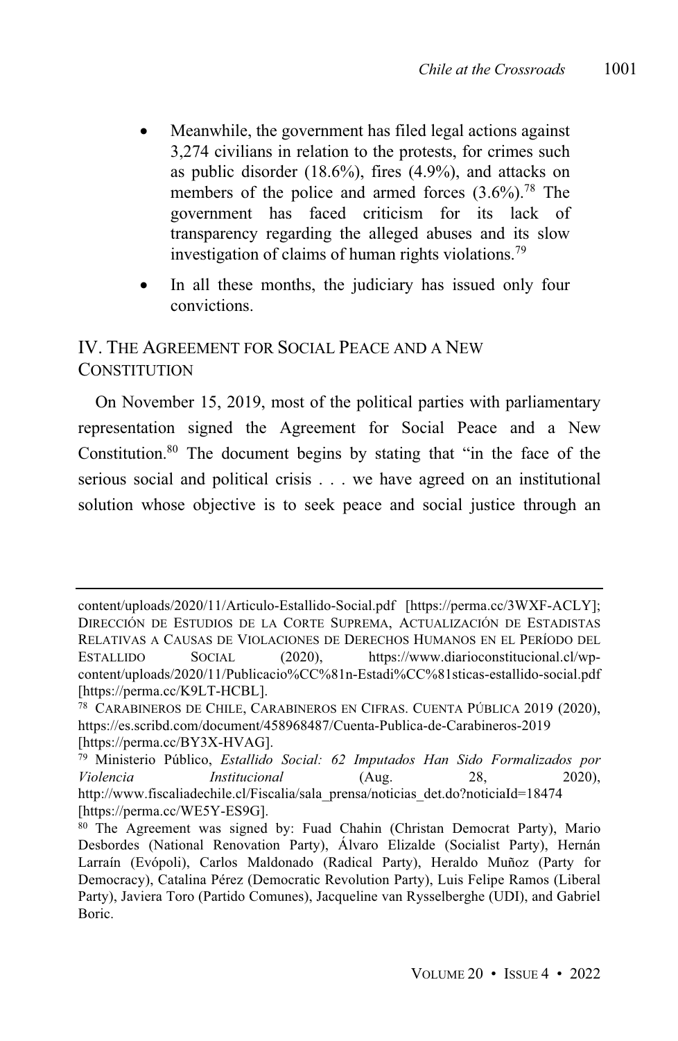- Meanwhile, the government has filed legal actions against 3,274 civilians in relation to the protests, for crimes such as public disorder (18.6%), fires (4.9%), and attacks on members of the police and armed forces (3.6%).[78] The government has faced criticism for its lack of transparency regarding the alleged abuses and its slow investigation of claims of human rights violations.[79]
- In all these months, the judiciary has issued only four convictions.

## IV. THE AGREEMENT FOR SOCIAL PEACE AND A NEW CONSTITUTION

On November 15, 2019, most of the political parties with parliamentary representation signed the Agreement for Social Peace and a New Constitution.[80] The document begins by stating that "in the face of the serious social and political crisis . . . we have agreed on an institutional solution whose objective is to seek peace and social justice through an

---

content/uploads/2020/11/Articulo-Estallido-Social.pdf [https://perma.cc/3WXF-ACLY]; DIRECCIÓN DE ESTUDIOS DE LA CORTE SUPREMA, ACTUALIZACIÓN DE ESTADISTAS RELATIVAS A CAUSAS DE VIOLACIONES DE DERECHOS HUMANOS EN EL PERÍODO DEL ESTALLIDO SOCIAL (2020), https://www.diarioconstitucional.cl/wp-content/uploads/2020/11/Publicacio%CC%81n-Estadi%CC%81sticas-estallido-social.pdf [https://perma.cc/K9LT-HCBL].

[78] CARABINEROS DE CHILE, CARABINEROS EN CIFRAS. CUENTA PÚBLICA 2019 (2020), https://es.scribd.com/document/458968487/Cuenta-Publica-de-Carabineros-2019 [https://perma.cc/BY3X-HVAG].

[79] Ministerio Público, *Estallido Social: 62 Imputados Han Sido Formalizados por Violencia Institucional* (Aug. 28, 2020), http://www.fiscaliadechile.cl/Fiscalia/sala_prensa/noticias_det.do?noticiaId=18474 [https://perma.cc/WE5Y-ES9G].

[80] The Agreement was signed by: Fuad Chahin (Christan Democrat Party), Mario Desbordes (National Renovation Party), Álvaro Elizalde (Socialist Party), Hernán Larraín (Evópoli), Carlos Maldonado (Radical Party), Heraldo Muñoz (Party for Democracy), Catalina Pérez (Democratic Revolution Party), Luis Felipe Ramos (Liberal Party), Javiera Toro (Partido Comunes), Jacqueline van Rysselberghe (UDI), and Gabriel Boric.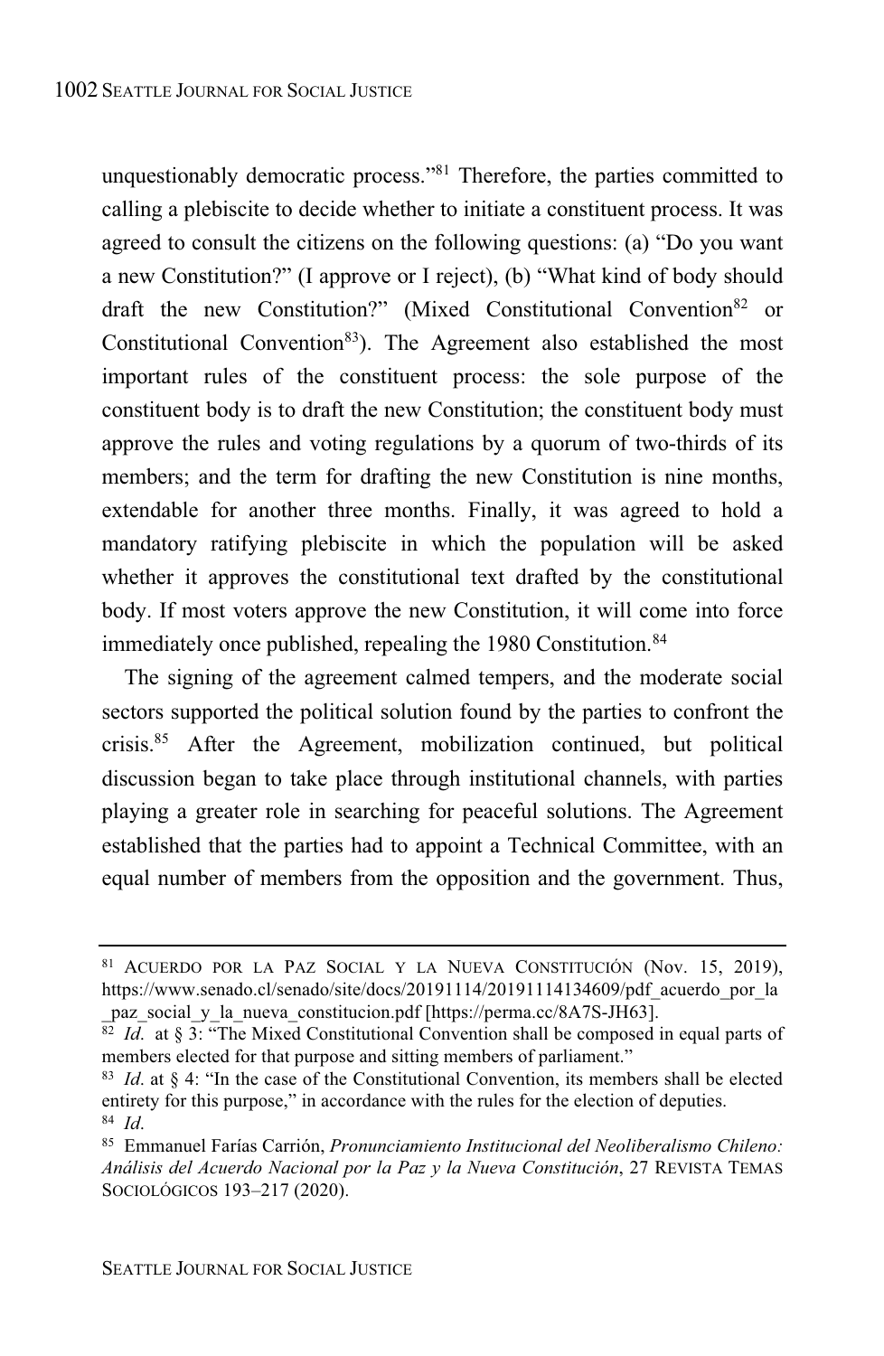unquestionably democratic process."[81] Therefore, the parties committed to calling a plebiscite to decide whether to initiate a constituent process. It was agreed to consult the citizens on the following questions: (a) "Do you want a new Constitution?" (I approve or I reject), (b) "What kind of body should draft the new Constitution?" (Mixed Constitutional Convention[82] or Constitutional Convention[83]). The Agreement also established the most important rules of the constituent process: the sole purpose of the constituent body is to draft the new Constitution; the constituent body must approve the rules and voting regulations by a quorum of two-thirds of its members; and the term for drafting the new Constitution is nine months, extendable for another three months. Finally, it was agreed to hold a mandatory ratifying plebiscite in which the population will be asked whether it approves the constitutional text drafted by the constitutional body. If most voters approve the new Constitution, it will come into force immediately once published, repealing the 1980 Constitution.[84]

The signing of the agreement calmed tempers, and the moderate social sectors supported the political solution found by the parties to confront the crisis.[85] After the Agreement, mobilization continued, but political discussion began to take place through institutional channels, with parties playing a greater role in searching for peaceful solutions. The Agreement established that the parties had to appoint a Technical Committee, with an equal number of members from the opposition and the government. Thus,

---

[81] ACUERDO POR LA PAZ SOCIAL Y LA NUEVA CONSTITUCIÓN (Nov. 15, 2019), https://www.senado.cl/senado/site/docs/20191114/20191114134609/pdf_acuerdo_por_la_paz_social_y_la_nueva_constitucion.pdf [https://perma.cc/8A7S-JH63].

[82] *Id.* at § 3: "The Mixed Constitutional Convention shall be composed in equal parts of members elected for that purpose and sitting members of parliament."

[83] *Id.* at § 4: "In the case of the Constitutional Convention, its members shall be elected entirety for this purpose," in accordance with the rules for the election of deputies.

[84] *Id.*

[85] Emmanuel Farías Carrión, *Pronunciamiento Institucional del Neoliberalismo Chileno: Análisis del Acuerdo Nacional por la Paz y la Nueva Constitución*, 27 REVISTA TEMAS SOCIOLÓGICOS 193–217 (2020).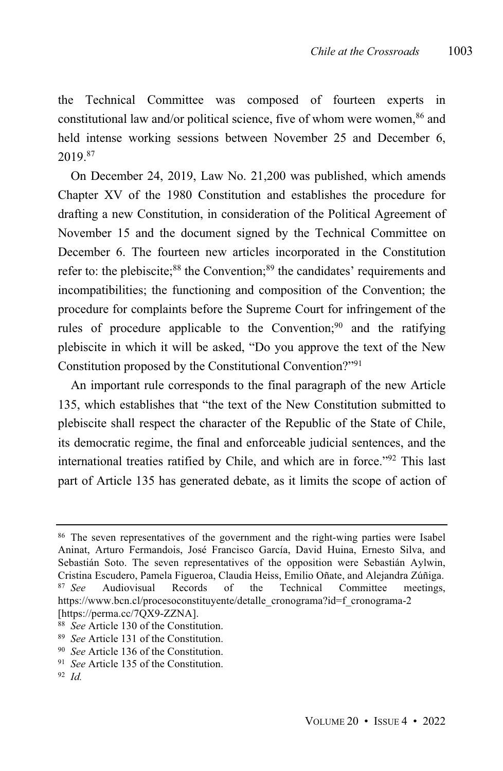the Technical Committee was composed of fourteen experts in constitutional law and/or political science, five of whom were women,[86] and held intense working sessions between November 25 and December 6, 2019.[87]

On December 24, 2019, Law No. 21,200 was published, which amends Chapter XV of the 1980 Constitution and establishes the procedure for drafting a new Constitution, in consideration of the Political Agreement of November 15 and the document signed by the Technical Committee on December 6. The fourteen new articles incorporated in the Constitution refer to: the plebiscite;[88] the Convention;[89] the candidates' requirements and incompatibilities; the functioning and composition of the Convention; the procedure for complaints before the Supreme Court for infringement of the rules of procedure applicable to the Convention;[90] and the ratifying plebiscite in which it will be asked, "Do you approve the text of the New Constitution proposed by the Constitutional Convention?"[91]

An important rule corresponds to the final paragraph of the new Article 135, which establishes that "the text of the New Constitution submitted to plebiscite shall respect the character of the Republic of the State of Chile, its democratic regime, the final and enforceable judicial sentences, and the international treaties ratified by Chile, and which are in force."[92] This last part of Article 135 has generated debate, as it limits the scope of action of

---

[86] The seven representatives of the government and the right-wing parties were Isabel Aninat, Arturo Fermandois, José Francisco García, David Huina, Ernesto Silva, and Sebastián Soto. The seven representatives of the opposition were Sebastián Aylwin, Cristina Escudero, Pamela Figueroa, Claudia Heiss, Emilio Oñate, and Alejandra Zúñiga.

[87] *See* Audiovisual Records of the Technical Committee meetings, https://www.bcn.cl/procesoconstituyente/detalle_cronograma?id=f_cronograma-2 [https://perma.cc/7QX9-ZZNA].

[88] *See* Article 130 of the Constitution.

[89] *See* Article 131 of the Constitution.

[90] *See* Article 136 of the Constitution.

[91] *See* Article 135 of the Constitution.

[92] *Id.*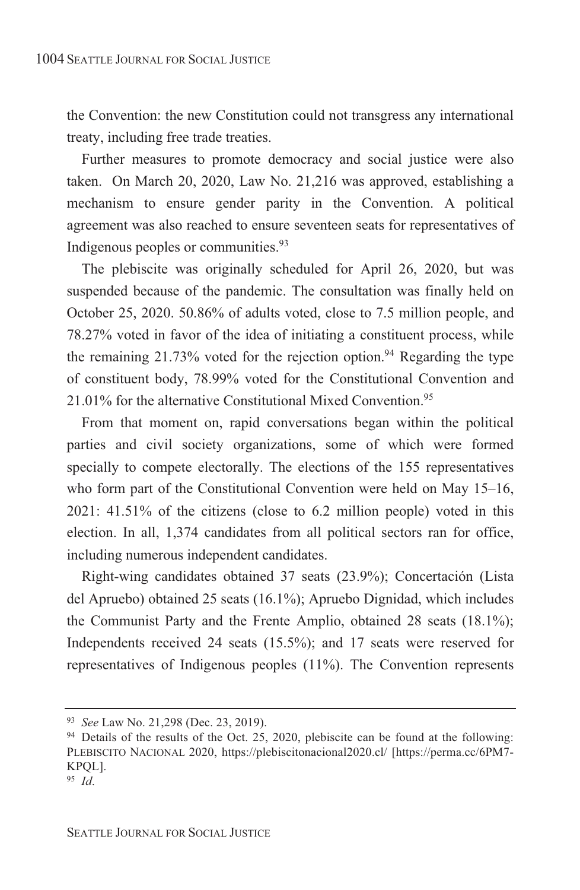the Convention: the new Constitution could not transgress any international treaty, including free trade treaties.

Further measures to promote democracy and social justice were also taken. On March 20, 2020, Law No. 21,216 was approved, establishing a mechanism to ensure gender parity in the Convention. A political agreement was also reached to ensure seventeen seats for representatives of Indigenous peoples or communities.[93]

The plebiscite was originally scheduled for April 26, 2020, but was suspended because of the pandemic. The consultation was finally held on October 25, 2020. 50.86% of adults voted, close to 7.5 million people, and 78.27% voted in favor of the idea of initiating a constituent process, while the remaining 21.73% voted for the rejection option.[94] Regarding the type of constituent body, 78.99% voted for the Constitutional Convention and 21.01% for the alternative Constitutional Mixed Convention.[95]

From that moment on, rapid conversations began within the political parties and civil society organizations, some of which were formed specially to compete electorally. The elections of the 155 representatives who form part of the Constitutional Convention were held on May 15–16, 2021: 41.51% of the citizens (close to 6.2 million people) voted in this election. In all, 1,374 candidates from all political sectors ran for office, including numerous independent candidates.

Right-wing candidates obtained 37 seats (23.9%); Concertación (Lista del Apruebo) obtained 25 seats (16.1%); Apruebo Dignidad, which includes the Communist Party and the Frente Amplio, obtained 28 seats (18.1%); Independents received 24 seats (15.5%); and 17 seats were reserved for representatives of Indigenous peoples (11%). The Convention represents

---

[93] *See* Law No. 21,298 (Dec. 23, 2019).

[94] Details of the results of the Oct. 25, 2020, plebiscite can be found at the following: PLEBISCITO NACIONAL 2020, https://plebiscitonacional2020.cl/ [https://perma.cc/6PM7-KPQL].

[95] *Id.*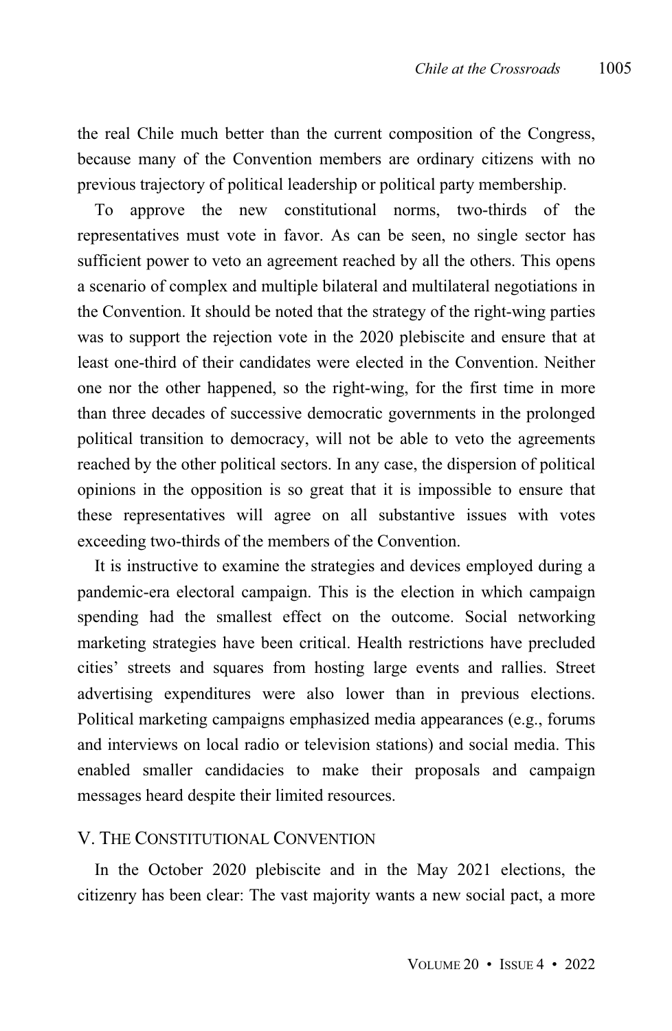the real Chile much better than the current composition of the Congress, because many of the Convention members are ordinary citizens with no previous trajectory of political leadership or political party membership.

To approve the new constitutional norms, two-thirds of the representatives must vote in favor. As can be seen, no single sector has sufficient power to veto an agreement reached by all the others. This opens a scenario of complex and multiple bilateral and multilateral negotiations in the Convention. It should be noted that the strategy of the right-wing parties was to support the rejection vote in the 2020 plebiscite and ensure that at least one-third of their candidates were elected in the Convention. Neither one nor the other happened, so the right-wing, for the first time in more than three decades of successive democratic governments in the prolonged political transition to democracy, will not be able to veto the agreements reached by the other political sectors. In any case, the dispersion of political opinions in the opposition is so great that it is impossible to ensure that these representatives will agree on all substantive issues with votes exceeding two-thirds of the members of the Convention.

It is instructive to examine the strategies and devices employed during a pandemic-era electoral campaign. This is the election in which campaign spending had the smallest effect on the outcome. Social networking marketing strategies have been critical. Health restrictions have precluded cities' streets and squares from hosting large events and rallies. Street advertising expenditures were also lower than in previous elections. Political marketing campaigns emphasized media appearances (e.g., forums and interviews on local radio or television stations) and social media. This enabled smaller candidacies to make their proposals and campaign messages heard despite their limited resources.

## V. The Constitutional Convention

In the October 2020 plebiscite and in the May 2021 elections, the citizenry has been clear: The vast majority wants a new social pact, a more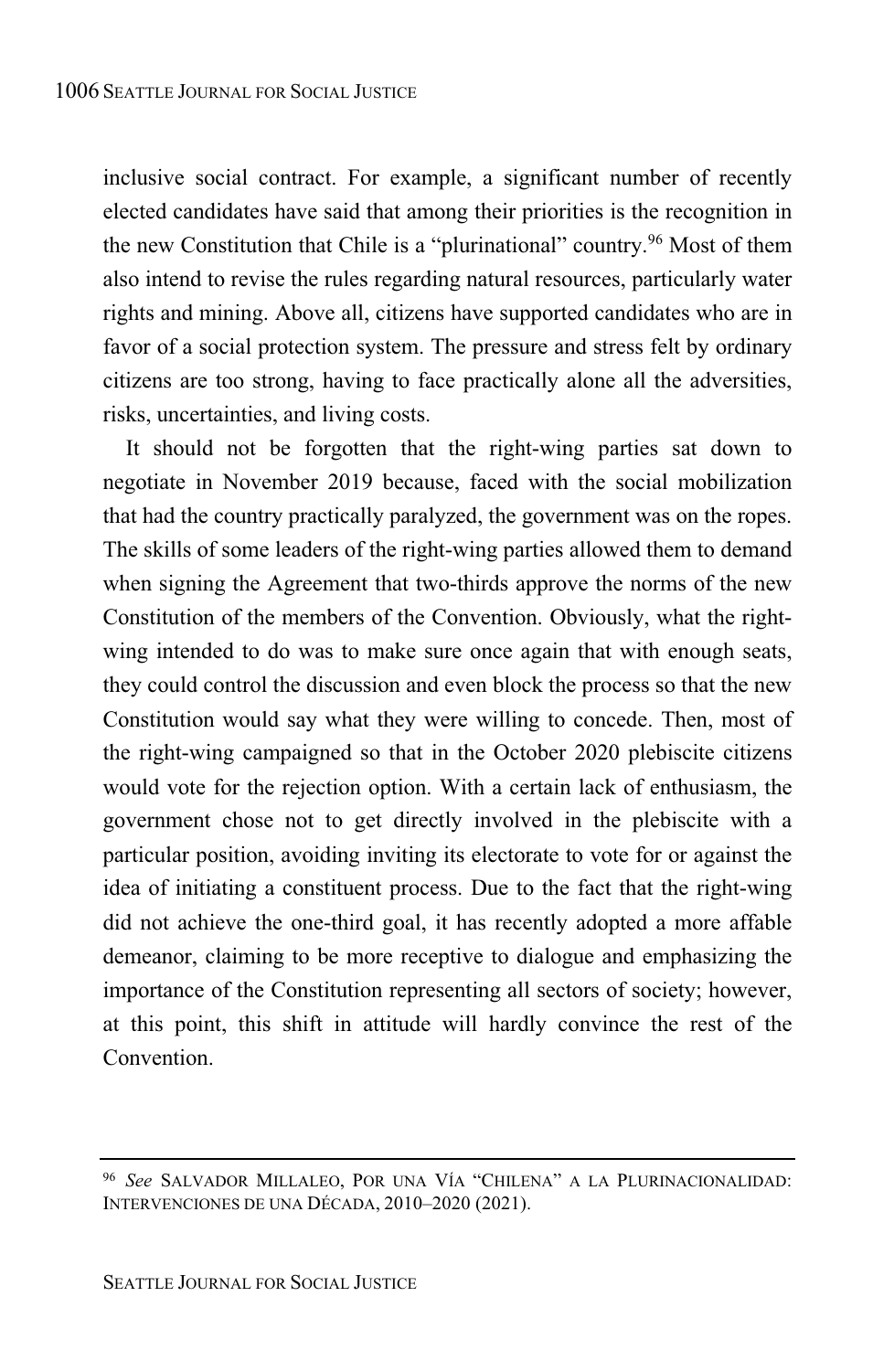inclusive social contract. For example, a significant number of recently elected candidates have said that among their priorities is the recognition in the new Constitution that Chile is a "plurinational" country.[96] Most of them also intend to revise the rules regarding natural resources, particularly water rights and mining. Above all, citizens have supported candidates who are in favor of a social protection system. The pressure and stress felt by ordinary citizens are too strong, having to face practically alone all the adversities, risks, uncertainties, and living costs.

It should not be forgotten that the right-wing parties sat down to negotiate in November 2019 because, faced with the social mobilization that had the country practically paralyzed, the government was on the ropes. The skills of some leaders of the right-wing parties allowed them to demand when signing the Agreement that two-thirds approve the norms of the new Constitution of the members of the Convention. Obviously, what the right-wing intended to do was to make sure once again that with enough seats, they could control the discussion and even block the process so that the new Constitution would say what they were willing to concede. Then, most of the right-wing campaigned so that in the October 2020 plebiscite citizens would vote for the rejection option. With a certain lack of enthusiasm, the government chose not to get directly involved in the plebiscite with a particular position, avoiding inviting its electorate to vote for or against the idea of initiating a constituent process. Due to the fact that the right-wing did not achieve the one-third goal, it has recently adopted a more affable demeanor, claiming to be more receptive to dialogue and emphasizing the importance of the Constitution representing all sectors of society; however, at this point, this shift in attitude will hardly convince the rest of the Convention.

---

[96] *See* SALVADOR MILLALEO, POR UNA VÍA "CHILENA" A LA PLURINACIONALIDAD: INTERVENCIONES DE UNA DÉCADA, 2010–2020 (2021).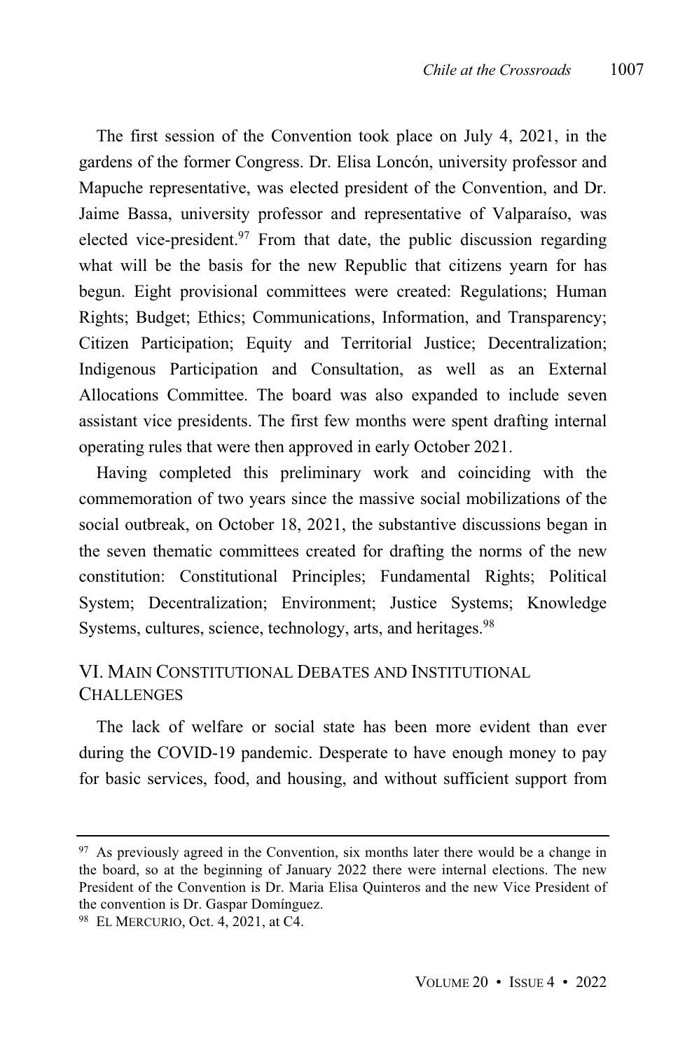The first session of the Convention took place on July 4, 2021, in the gardens of the former Congress. Dr. Elisa Loncón, university professor and Mapuche representative, was elected president of the Convention, and Dr. Jaime Bassa, university professor and representative of Valparaíso, was elected vice-president.[97] From that date, the public discussion regarding what will be the basis for the new Republic that citizens yearn for has begun. Eight provisional committees were created: Regulations; Human Rights; Budget; Ethics; Communications, Information, and Transparency; Citizen Participation; Equity and Territorial Justice; Decentralization; Indigenous Participation and Consultation, as well as an External Allocations Committee. The board was also expanded to include seven assistant vice presidents. The first few months were spent drafting internal operating rules that were then approved in early October 2021.

Having completed this preliminary work and coinciding with the commemoration of two years since the massive social mobilizations of the social outbreak, on October 18, 2021, the substantive discussions began in the seven thematic committees created for drafting the norms of the new constitution: Constitutional Principles; Fundamental Rights; Political System; Decentralization; Environment; Justice Systems; Knowledge Systems, cultures, science, technology, arts, and heritages.[98]

## VI. Main Constitutional Debates and Institutional Challenges

The lack of welfare or social state has been more evident than ever during the COVID-19 pandemic. Desperate to have enough money to pay for basic services, food, and housing, and without sufficient support from

---

[97] As previously agreed in the Convention, six months later there would be a change in the board, so at the beginning of January 2022 there were internal elections. The new President of the Convention is Dr. Maria Elisa Quinteros and the new Vice President of the convention is Dr. Gaspar Domínguez.

[98] El Mercurio, Oct. 4, 2021, at C4.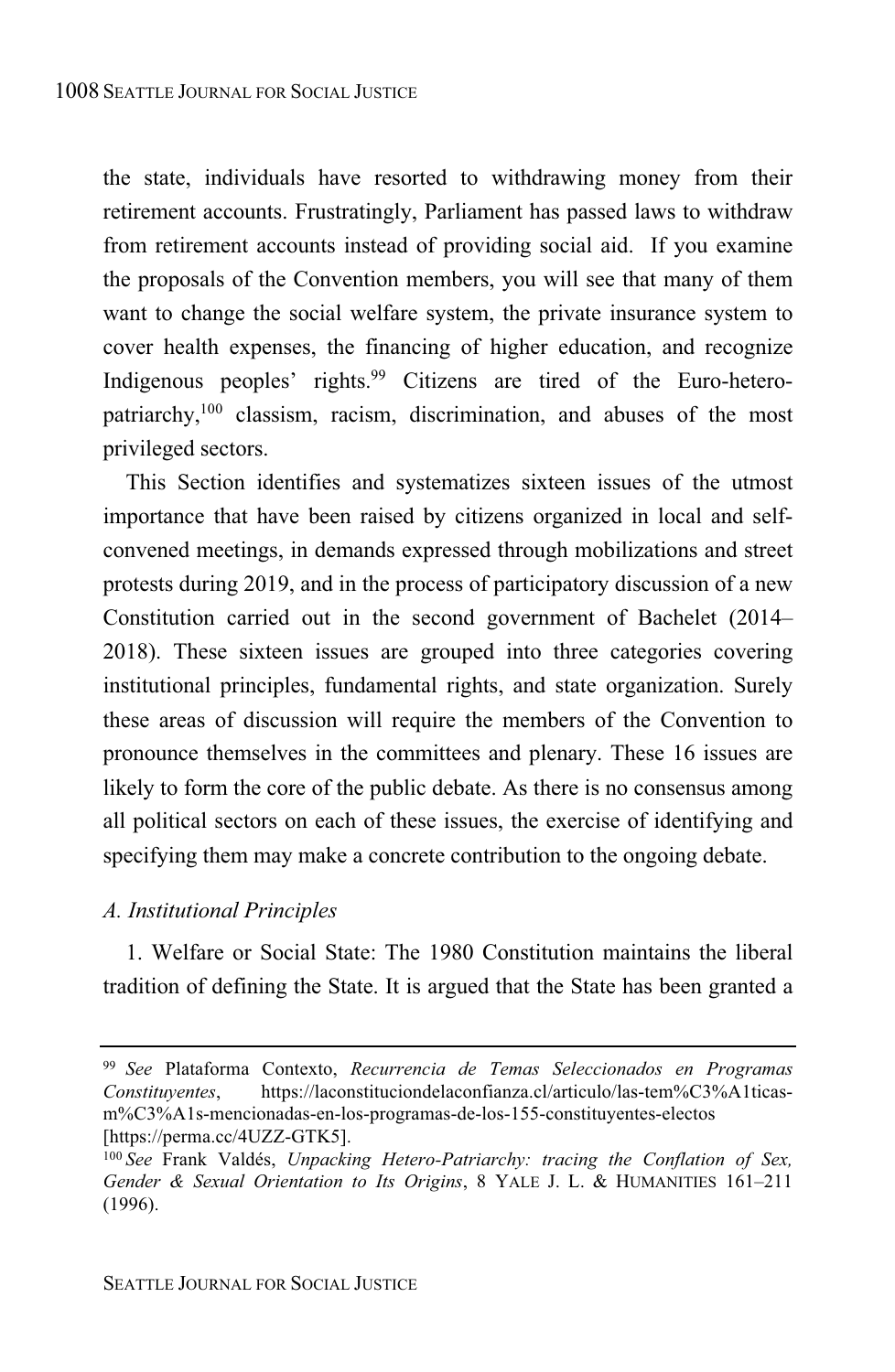the state, individuals have resorted to withdrawing money from their retirement accounts. Frustratingly, Parliament has passed laws to withdraw from retirement accounts instead of providing social aid. If you examine the proposals of the Convention members, you will see that many of them want to change the social welfare system, the private insurance system to cover health expenses, the financing of higher education, and recognize Indigenous peoples' rights.[99] Citizens are tired of the Euro-hetero-patriarchy,[100] classism, racism, discrimination, and abuses of the most privileged sectors.

This Section identifies and systematizes sixteen issues of the utmost importance that have been raised by citizens organized in local and self-convened meetings, in demands expressed through mobilizations and street protests during 2019, and in the process of participatory discussion of a new Constitution carried out in the second government of Bachelet (2014–2018). These sixteen issues are grouped into three categories covering institutional principles, fundamental rights, and state organization. Surely these areas of discussion will require the members of the Convention to pronounce themselves in the committees and plenary. These 16 issues are likely to form the core of the public debate. As there is no consensus among all political sectors on each of these issues, the exercise of identifying and specifying them may make a concrete contribution to the ongoing debate.

### *A. Institutional Principles*

1. Welfare or Social State: The 1980 Constitution maintains the liberal tradition of defining the State. It is argued that the State has been granted a

---

[99] *See* Plataforma Contexto, *Recurrencia de Temas Seleccionados en Programas Constituyentes*, https://laconstituciondelaconfianza.cl/articulo/las-tem%C3%A1ticas-m%C3%A1s-mencionadas-en-los-programas-de-los-155-constituyentes-electos [https://perma.cc/4UZZ-GTK5].

[100] *See* Frank Valdés, *Unpacking Hetero-Patriarchy: tracing the Conflation of Sex, Gender & Sexual Orientation to Its Origins*, 8 YALE J. L. & HUMANITIES 161–211 (1996).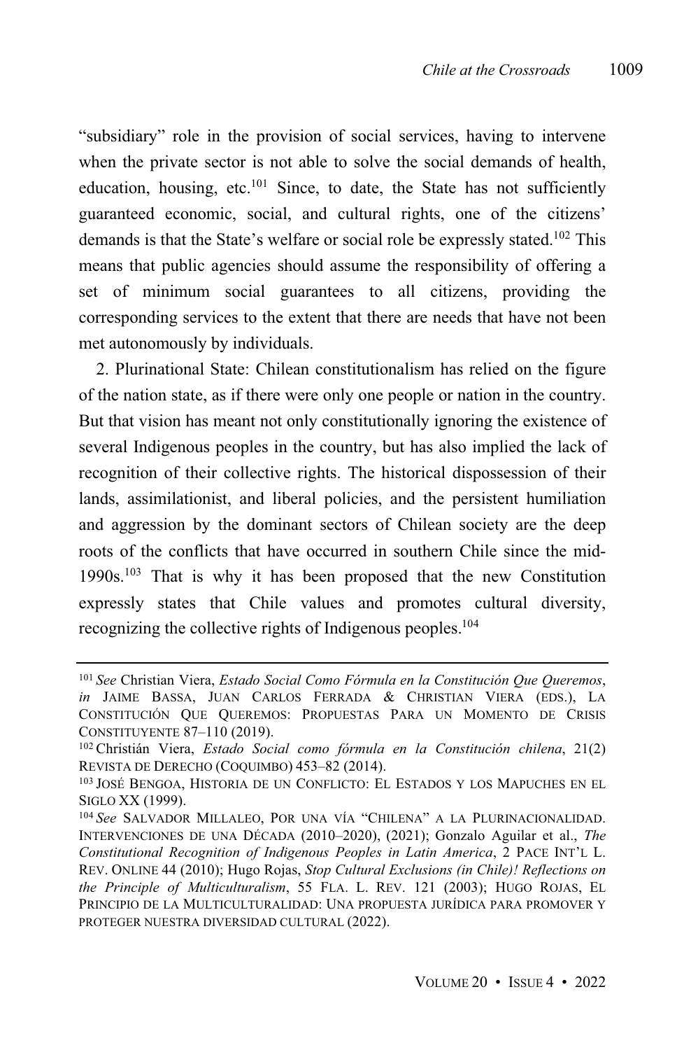"subsidiary" role in the provision of social services, having to intervene when the private sector is not able to solve the social demands of health, education, housing, etc.[101] Since, to date, the State has not sufficiently guaranteed economic, social, and cultural rights, one of the citizens' demands is that the State's welfare or social role be expressly stated.[102] This means that public agencies should assume the responsibility of offering a set of minimum social guarantees to all citizens, providing the corresponding services to the extent that there are needs that have not been met autonomously by individuals.

2. Plurinational State: Chilean constitutionalism has relied on the figure of the nation state, as if there were only one people or nation in the country. But that vision has meant not only constitutionally ignoring the existence of several Indigenous peoples in the country, but has also implied the lack of recognition of their collective rights. The historical dispossession of their lands, assimilationist, and liberal policies, and the persistent humiliation and aggression by the dominant sectors of Chilean society are the deep roots of the conflicts that have occurred in southern Chile since the mid-1990s.[103] That is why it has been proposed that the new Constitution expressly states that Chile values and promotes cultural diversity, recognizing the collective rights of Indigenous peoples.[104]

---

[101] *See* Christian Viera, *Estado Social Como Fórmula en la Constitución Que Queremos*, *in* JAIME BASSA, JUAN CARLOS FERRADA & CHRISTIAN VIERA (EDS.), LA CONSTITUCIÓN QUE QUEREMOS: PROPUESTAS PARA UN MOMENTO DE CRISIS CONSTITUYENTE 87–110 (2019).

[102] Christián Viera, *Estado Social como fórmula en la Constitución chilena*, 21(2) REVISTA DE DERECHO (COQUIMBO) 453–82 (2014).

[103] JOSÉ BENGOA, HISTORIA DE UN CONFLICTO: EL ESTADOS Y LOS MAPUCHES EN EL SIGLO XX (1999).

[104] *See* SALVADOR MILLALEO, POR UNA VÍA "CHILENA" A LA PLURINACIONALIDAD. INTERVENCIONES DE UNA DÉCADA (2010–2020), (2021); Gonzalo Aguilar et al., *The Constitutional Recognition of Indigenous Peoples in Latin America*, 2 PACE INT'L L. REV. ONLINE 44 (2010); Hugo Rojas, *Stop Cultural Exclusions (in Chile)! Reflections on the Principle of Multiculturalism*, 55 FLA. L. REV. 121 (2003); HUGO ROJAS, EL PRINCIPIO DE LA MULTICULTURALIDAD: UNA PROPUESTA JURÍDICA PARA PROMOVER Y PROTEGER NUESTRA DIVERSIDAD CULTURAL (2022).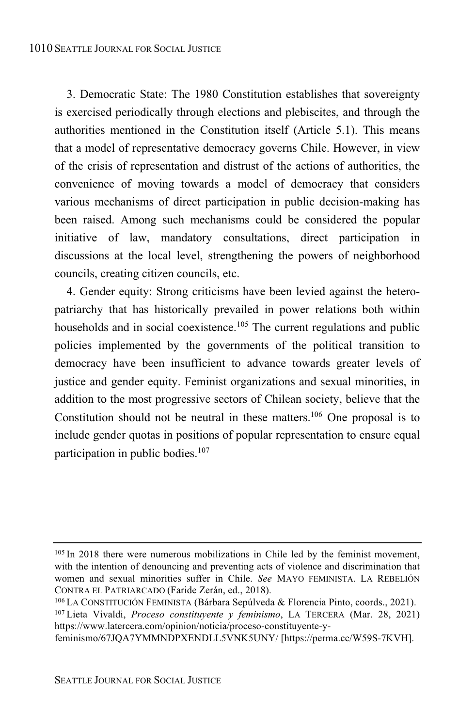3. Democratic State: The 1980 Constitution establishes that sovereignty is exercised periodically through elections and plebiscites, and through the authorities mentioned in the Constitution itself (Article 5.1). This means that a model of representative democracy governs Chile. However, in view of the crisis of representation and distrust of the actions of authorities, the convenience of moving towards a model of democracy that considers various mechanisms of direct participation in public decision-making has been raised. Among such mechanisms could be considered the popular initiative of law, mandatory consultations, direct participation in discussions at the local level, strengthening the powers of neighborhood councils, creating citizen councils, etc.

4. Gender equity: Strong criticisms have been levied against the hetero-patriarchy that has historically prevailed in power relations both within households and in social coexistence.[105] The current regulations and public policies implemented by the governments of the political transition to democracy have been insufficient to advance towards greater levels of justice and gender equity. Feminist organizations and sexual minorities, in addition to the most progressive sectors of Chilean society, believe that the Constitution should not be neutral in these matters.[106] One proposal is to include gender quotas in positions of popular representation to ensure equal participation in public bodies.[107]

---

[105] In 2018 there were numerous mobilizations in Chile led by the feminist movement, with the intention of denouncing and preventing acts of violence and discrimination that women and sexual minorities suffer in Chile. *See* MAYO FEMINISTA. LA REBELIÓN CONTRA EL PATRIARCADO (Faride Zerán, ed., 2018).

[106] LA CONSTITUCIÓN FEMINISTA (Bárbara Sepúlveda & Florencia Pinto, coords., 2021).

[107] Lieta Vivaldi, *Proceso constituyente y feminismo*, LA TERCERA (Mar. 28, 2021) https://www.latercera.com/opinion/noticia/proceso-constituyente-y-feminismo/67JQA7YMMNDPXENDLL5VNK5UNY/ [https://perma.cc/W59S-7KVH].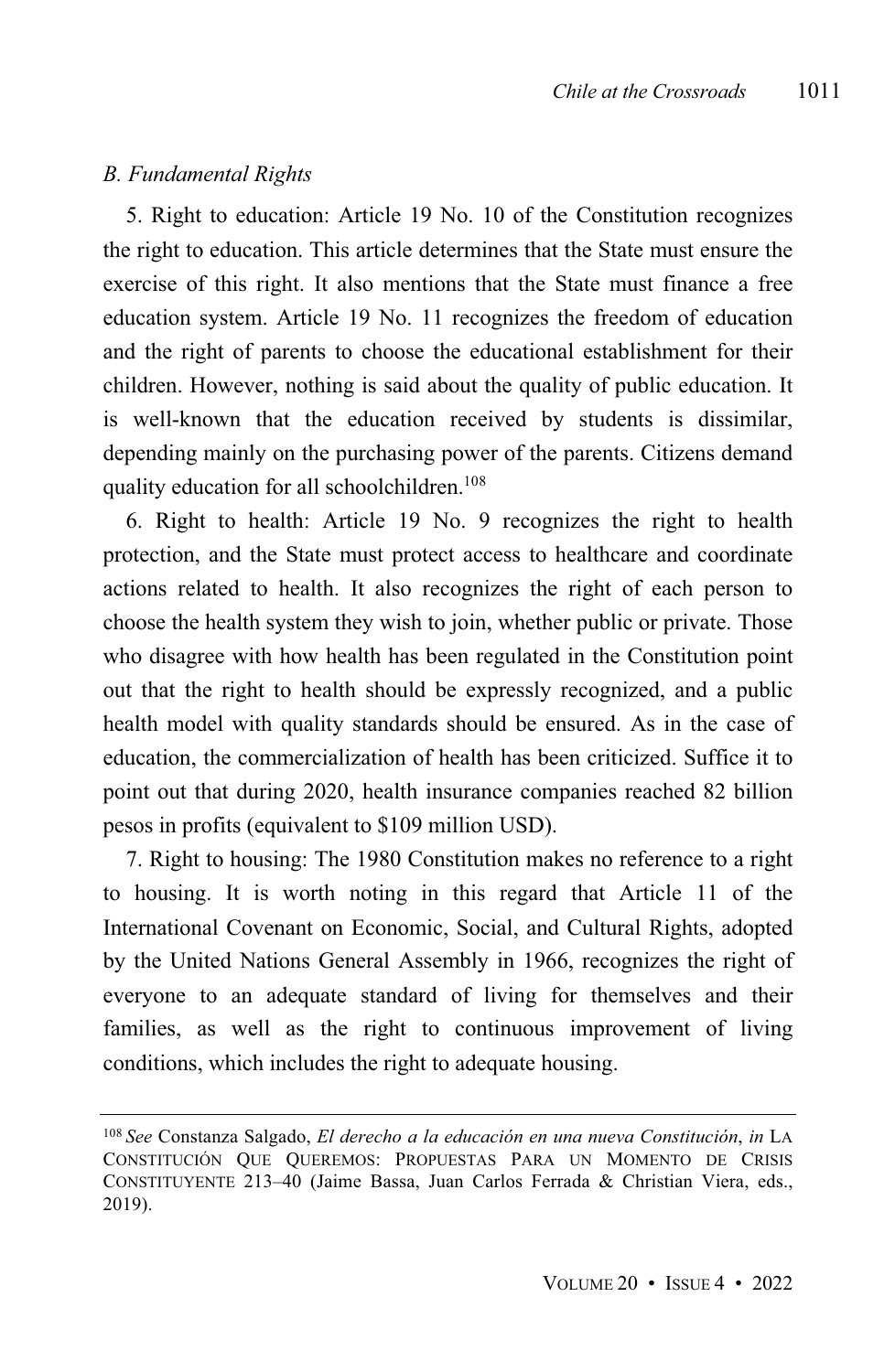### *B. Fundamental Rights*

5. Right to education: Article 19 No. 10 of the Constitution recognizes the right to education. This article determines that the State must ensure the exercise of this right. It also mentions that the State must finance a free education system. Article 19 No. 11 recognizes the freedom of education and the right of parents to choose the educational establishment for their children. However, nothing is said about the quality of public education. It is well-known that the education received by students is dissimilar, depending mainly on the purchasing power of the parents. Citizens demand quality education for all schoolchildren.[108]

6. Right to health: Article 19 No. 9 recognizes the right to health protection, and the State must protect access to healthcare and coordinate actions related to health. It also recognizes the right of each person to choose the health system they wish to join, whether public or private. Those who disagree with how health has been regulated in the Constitution point out that the right to health should be expressly recognized, and a public health model with quality standards should be ensured. As in the case of education, the commercialization of health has been criticized. Suffice it to point out that during 2020, health insurance companies reached 82 billion pesos in profits (equivalent to $109 million USD).

7. Right to housing: The 1980 Constitution makes no reference to a right to housing. It is worth noting in this regard that Article 11 of the International Covenant on Economic, Social, and Cultural Rights, adopted by the United Nations General Assembly in 1966, recognizes the right of everyone to an adequate standard of living for themselves and their families, as well as the right to continuous improvement of living conditions, which includes the right to adequate housing.

---

[108] *See* Constanza Salgado, *El derecho a la educación en una nueva Constitución*, *in* LA CONSTITUCIÓN QUE QUEREMOS: PROPUESTAS PARA UN MOMENTO DE CRISIS CONSTITUYENTE 213–40 (Jaime Bassa, Juan Carlos Ferrada & Christian Viera, eds., 2019).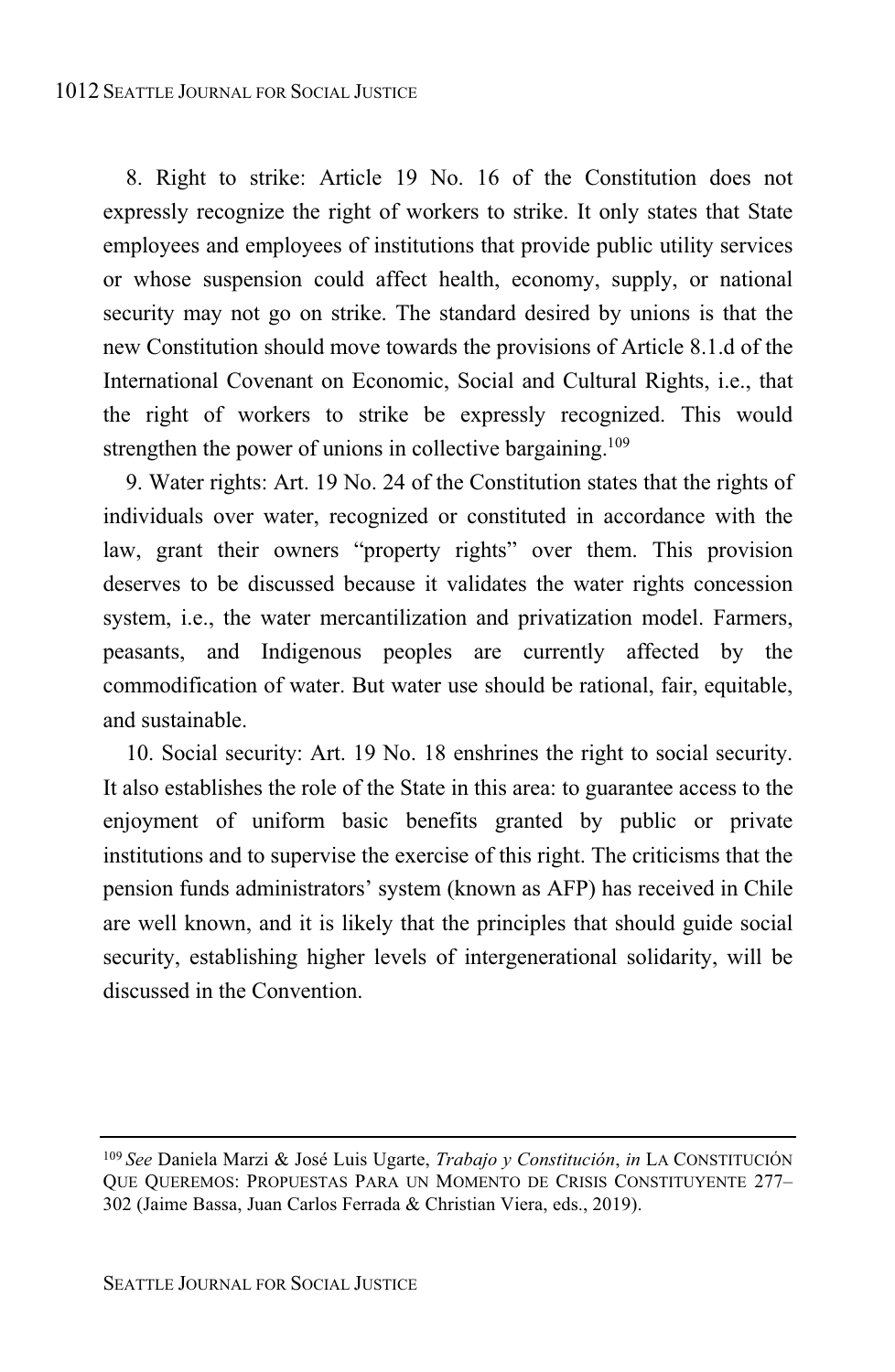8. Right to strike: Article 19 No. 16 of the Constitution does not expressly recognize the right of workers to strike. It only states that State employees and employees of institutions that provide public utility services or whose suspension could affect health, economy, supply, or national security may not go on strike. The standard desired by unions is that the new Constitution should move towards the provisions of Article 8.1.d of the International Covenant on Economic, Social and Cultural Rights, i.e., that the right of workers to strike be expressly recognized. This would strengthen the power of unions in collective bargaining.[109]

9. Water rights: Art. 19 No. 24 of the Constitution states that the rights of individuals over water, recognized or constituted in accordance with the law, grant their owners "property rights" over them. This provision deserves to be discussed because it validates the water rights concession system, i.e., the water mercantilization and privatization model. Farmers, peasants, and Indigenous peoples are currently affected by the commodification of water. But water use should be rational, fair, equitable, and sustainable.

10. Social security: Art. 19 No. 18 enshrines the right to social security. It also establishes the role of the State in this area: to guarantee access to the enjoyment of uniform basic benefits granted by public or private institutions and to supervise the exercise of this right. The criticisms that the pension funds administrators' system (known as AFP) has received in Chile are well known, and it is likely that the principles that should guide social security, establishing higher levels of intergenerational solidarity, will be discussed in the Convention.

---

[109] *See* Daniela Marzi & José Luis Ugarte, *Trabajo y Constitución*, *in* LA CONSTITUCIÓN QUE QUEREMOS: PROPUESTAS PARA UN MOMENTO DE CRISIS CONSTITUYENTE 277–302 (Jaime Bassa, Juan Carlos Ferrada & Christian Viera, eds., 2019).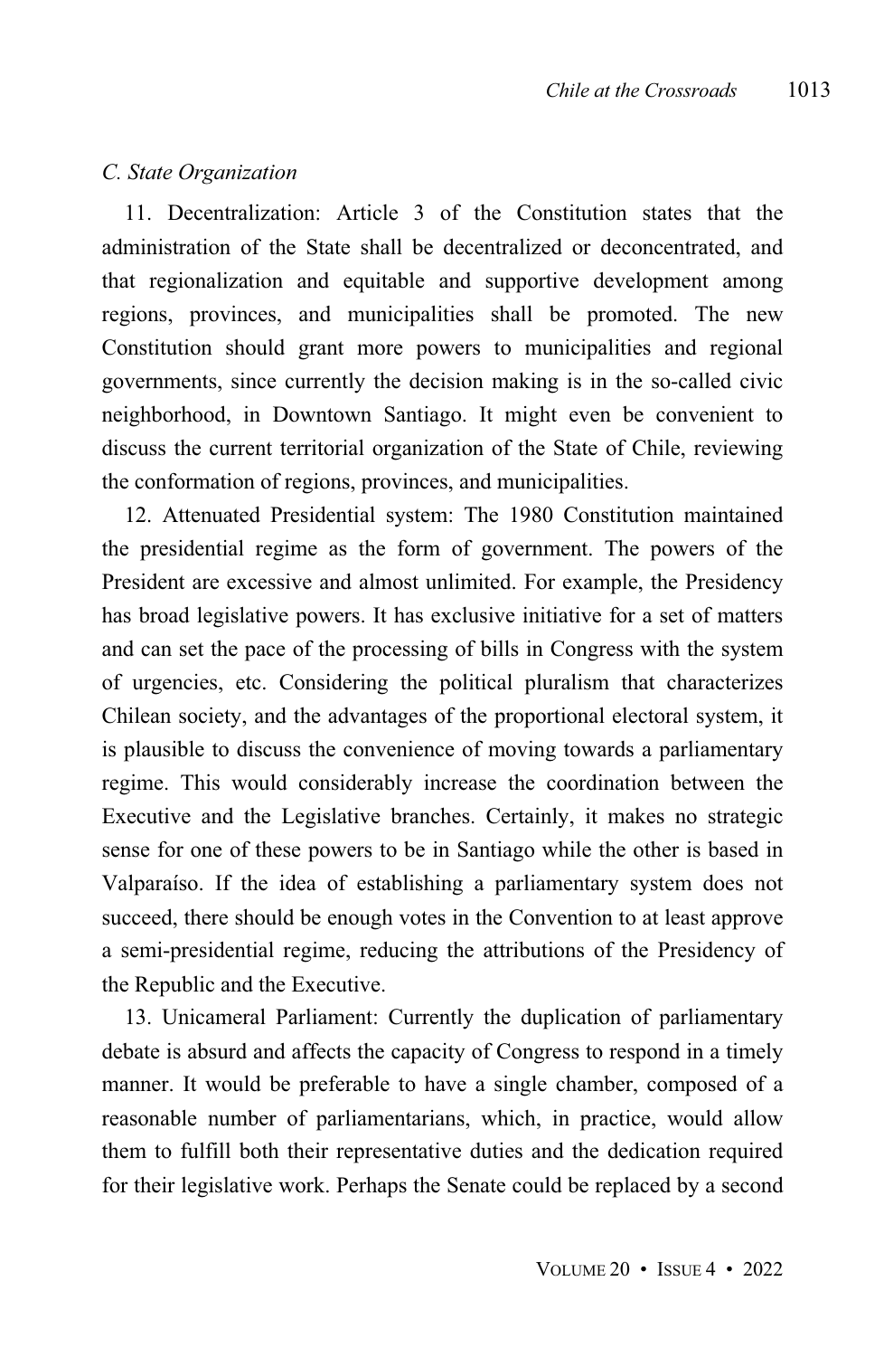### *C. State Organization*

11. Decentralization: Article 3 of the Constitution states that the administration of the State shall be decentralized or deconcentrated, and that regionalization and equitable and supportive development among regions, provinces, and municipalities shall be promoted. The new Constitution should grant more powers to municipalities and regional governments, since currently the decision making is in the so-called civic neighborhood, in Downtown Santiago. It might even be convenient to discuss the current territorial organization of the State of Chile, reviewing the conformation of regions, provinces, and municipalities.

12. Attenuated Presidential system: The 1980 Constitution maintained the presidential regime as the form of government. The powers of the President are excessive and almost unlimited. For example, the Presidency has broad legislative powers. It has exclusive initiative for a set of matters and can set the pace of the processing of bills in Congress with the system of urgencies, etc. Considering the political pluralism that characterizes Chilean society, and the advantages of the proportional electoral system, it is plausible to discuss the convenience of moving towards a parliamentary regime. This would considerably increase the coordination between the Executive and the Legislative branches. Certainly, it makes no strategic sense for one of these powers to be in Santiago while the other is based in Valparaíso. If the idea of establishing a parliamentary system does not succeed, there should be enough votes in the Convention to at least approve a semi-presidential regime, reducing the attributions of the Presidency of the Republic and the Executive.

13. Unicameral Parliament: Currently the duplication of parliamentary debate is absurd and affects the capacity of Congress to respond in a timely manner. It would be preferable to have a single chamber, composed of a reasonable number of parliamentarians, which, in practice, would allow them to fulfill both their representative duties and the dedication required for their legislative work. Perhaps the Senate could be replaced by a second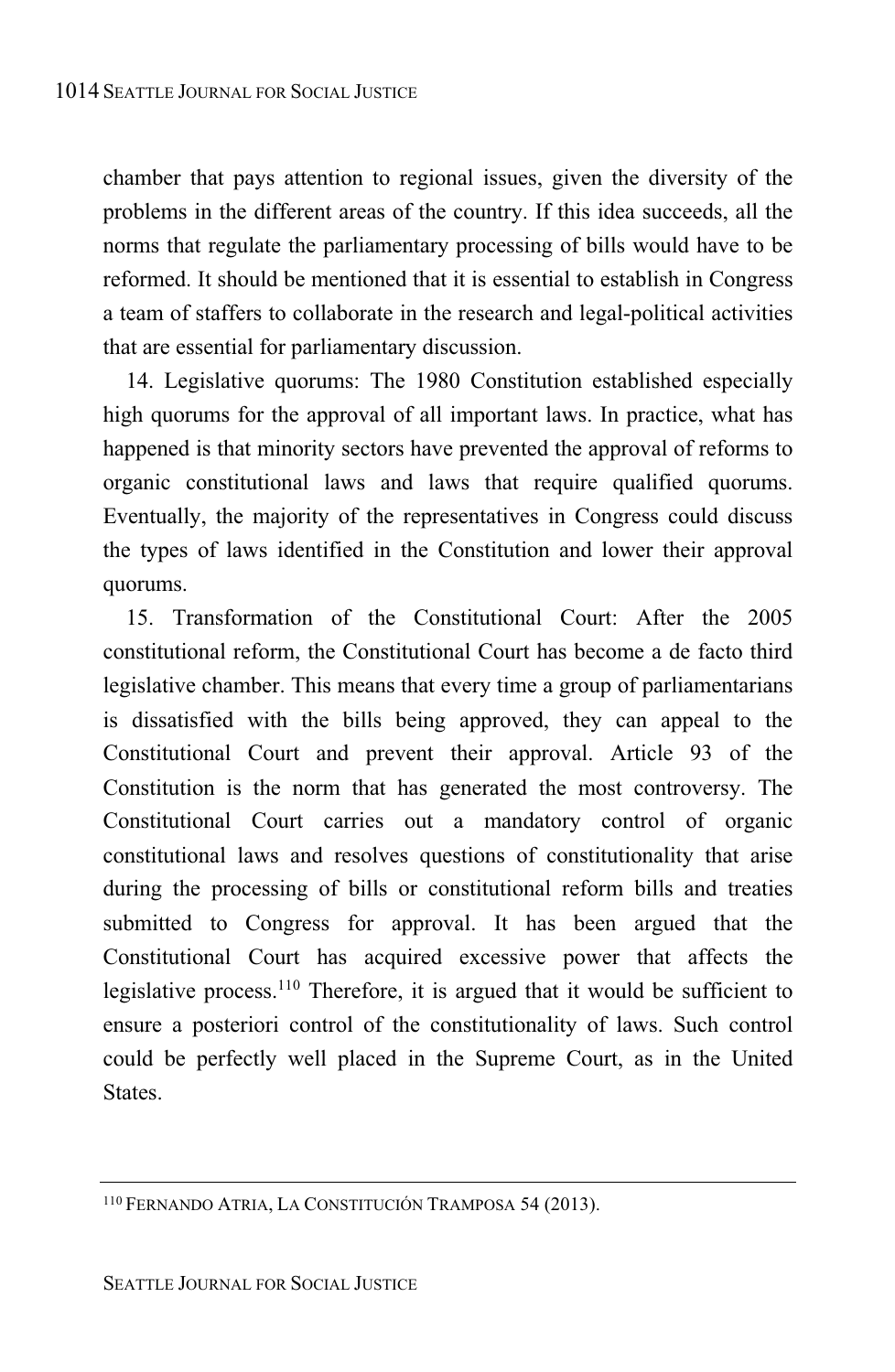chamber that pays attention to regional issues, given the diversity of the problems in the different areas of the country. If this idea succeeds, all the norms that regulate the parliamentary processing of bills would have to be reformed. It should be mentioned that it is essential to establish in Congress a team of staffers to collaborate in the research and legal-political activities that are essential for parliamentary discussion.

14. Legislative quorums: The 1980 Constitution established especially high quorums for the approval of all important laws. In practice, what has happened is that minority sectors have prevented the approval of reforms to organic constitutional laws and laws that require qualified quorums. Eventually, the majority of the representatives in Congress could discuss the types of laws identified in the Constitution and lower their approval quorums.

15. Transformation of the Constitutional Court: After the 2005 constitutional reform, the Constitutional Court has become a de facto third legislative chamber. This means that every time a group of parliamentarians is dissatisfied with the bills being approved, they can appeal to the Constitutional Court and prevent their approval. Article 93 of the Constitution is the norm that has generated the most controversy. The Constitutional Court carries out a mandatory control of organic constitutional laws and resolves questions of constitutionality that arise during the processing of bills or constitutional reform bills and treaties submitted to Congress for approval. It has been argued that the Constitutional Court has acquired excessive power that affects the legislative process.[110] Therefore, it is argued that it would be sufficient to ensure a posteriori control of the constitutionality of laws. Such control could be perfectly well placed in the Supreme Court, as in the United States.

---

[110] FERNANDO ATRIA, LA CONSTITUCIÓN TRAMPOSA 54 (2013).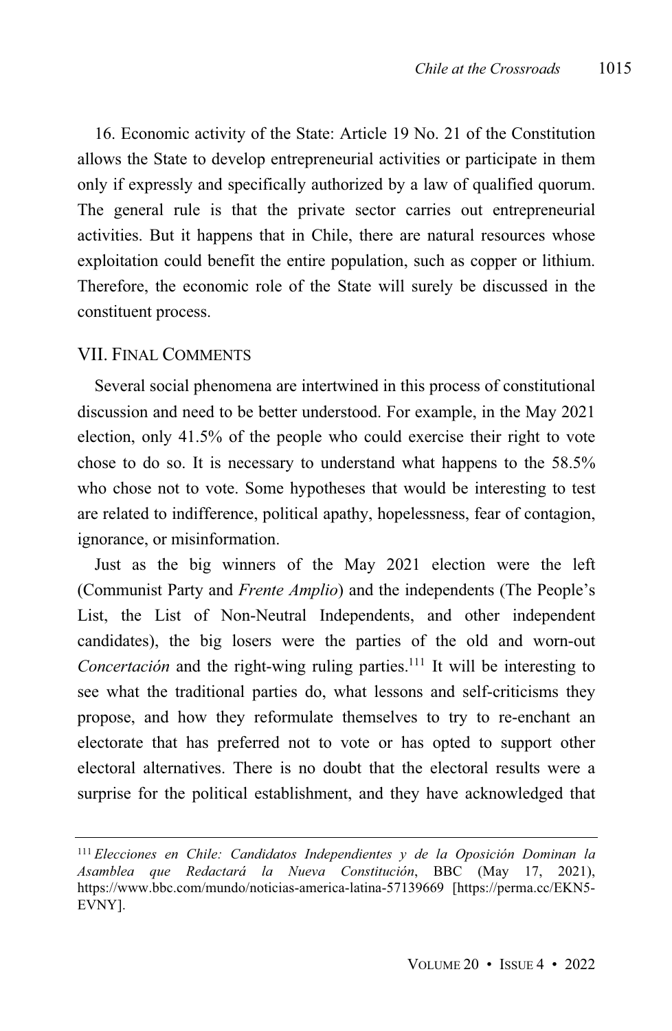16. Economic activity of the State: Article 19 No. 21 of the Constitution allows the State to develop entrepreneurial activities or participate in them only if expressly and specifically authorized by a law of qualified quorum. The general rule is that the private sector carries out entrepreneurial activities. But it happens that in Chile, there are natural resources whose exploitation could benefit the entire population, such as copper or lithium. Therefore, the economic role of the State will surely be discussed in the constituent process.

## VII. Final Comments

Several social phenomena are intertwined in this process of constitutional discussion and need to be better understood. For example, in the May 2021 election, only 41.5% of the people who could exercise their right to vote chose to do so. It is necessary to understand what happens to the 58.5% who chose not to vote. Some hypotheses that would be interesting to test are related to indifference, political apathy, hopelessness, fear of contagion, ignorance, or misinformation.

Just as the big winners of the May 2021 election were the left (Communist Party and *Frente Amplio*) and the independents (The People's List, the List of Non-Neutral Independents, and other independent candidates), the big losers were the parties of the old and worn-out *Concertación* and the right-wing ruling parties.[111] It will be interesting to see what the traditional parties do, what lessons and self-criticisms they propose, and how they reformulate themselves to try to re-enchant an electorate that has preferred not to vote or has opted to support other electoral alternatives. There is no doubt that the electoral results were a surprise for the political establishment, and they have acknowledged that

---

[111] *Elecciones en Chile: Candidatos Independientes y de la Oposición Dominan la Asamblea que Redactará la Nueva Constitución*, BBC (May 17, 2021), https://www.bbc.com/mundo/noticias-america-latina-57139669 [https://perma.cc/EKN5-EVNY].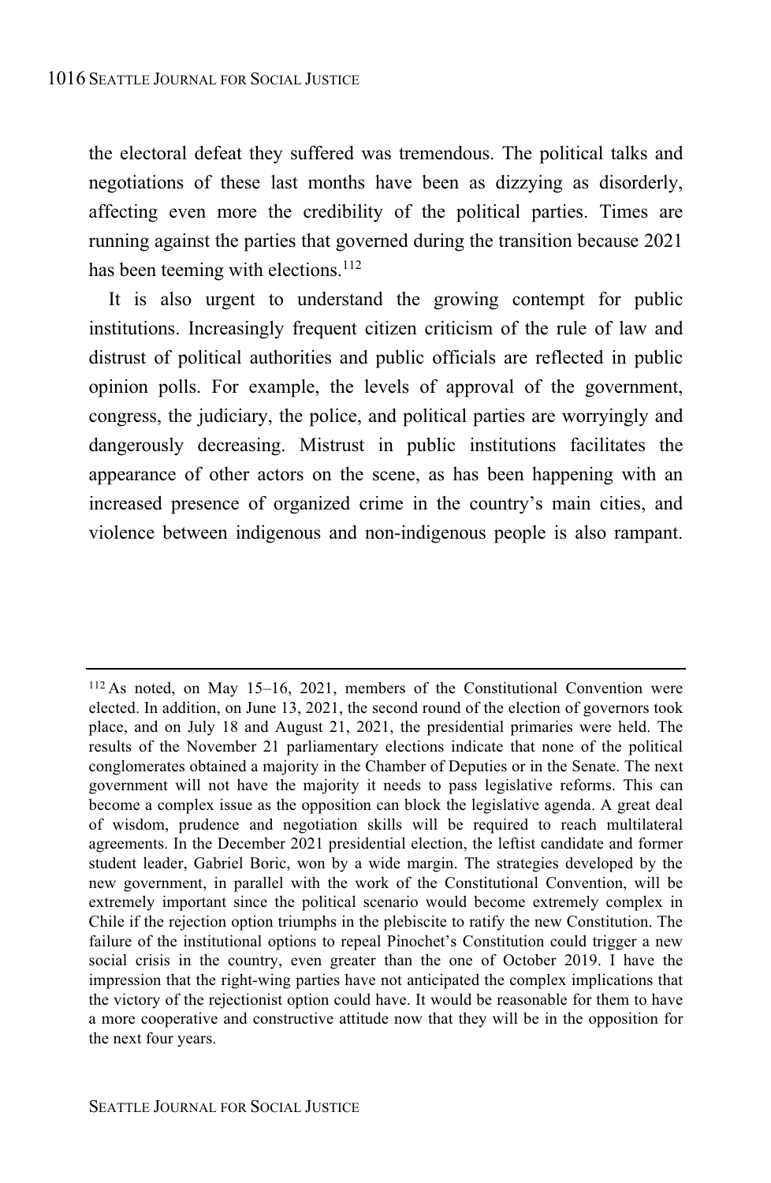the electoral defeat they suffered was tremendous. The political talks and negotiations of these last months have been as dizzying as disorderly, affecting even more the credibility of the political parties. Times are running against the parties that governed during the transition because 2021 has been teeming with elections.[112]

It is also urgent to understand the growing contempt for public institutions. Increasingly frequent citizen criticism of the rule of law and distrust of political authorities and public officials are reflected in public opinion polls. For example, the levels of approval of the government, congress, the judiciary, the police, and political parties are worryingly and dangerously decreasing. Mistrust in public institutions facilitates the appearance of other actors on the scene, as has been happening with an increased presence of organized crime in the country's main cities, and violence between indigenous and non-indigenous people is also rampant.

---

[112] As noted, on May 15–16, 2021, members of the Constitutional Convention were elected. In addition, on June 13, 2021, the second round of the election of governors took place, and on July 18 and August 21, 2021, the presidential primaries were held. The results of the November 21 parliamentary elections indicate that none of the political conglomerates obtained a majority in the Chamber of Deputies or in the Senate. The next government will not have the majority it needs to pass legislative reforms. This can become a complex issue as the opposition can block the legislative agenda. A great deal of wisdom, prudence and negotiation skills will be required to reach multilateral agreements. In the December 2021 presidential election, the leftist candidate and former student leader, Gabriel Boric, won by a wide margin. The strategies developed by the new government, in parallel with the work of the Constitutional Convention, will be extremely important since the political scenario would become extremely complex in Chile if the rejection option triumphs in the plebiscite to ratify the new Constitution. The failure of the institutional options to repeal Pinochet's Constitution could trigger a new social crisis in the country, even greater than the one of October 2019. I have the impression that the right-wing parties have not anticipated the complex implications that the victory of the rejectionist option could have. It would be reasonable for them to have a more cooperative and constructive attitude now that they will be in the opposition for the next four years.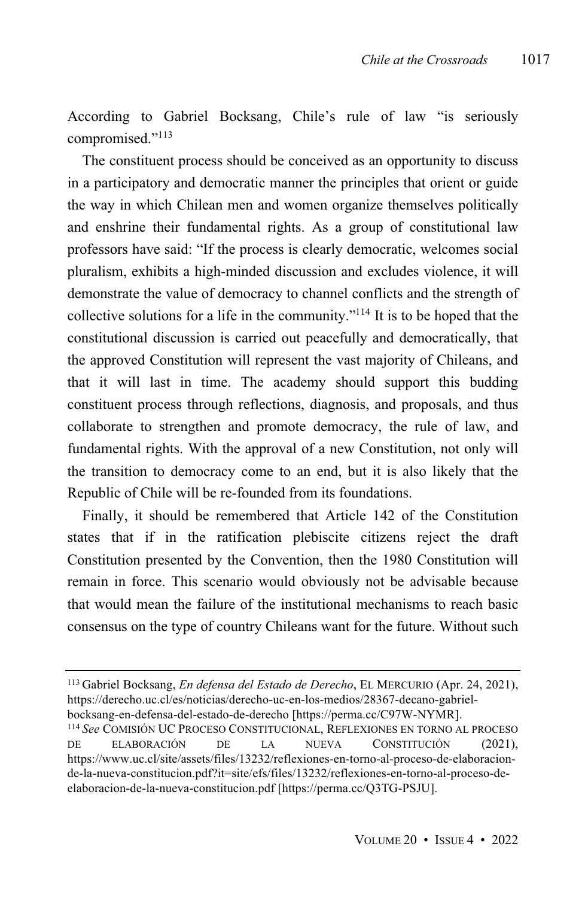According to Gabriel Bocksang, Chile's rule of law "is seriously compromised."[113]

The constituent process should be conceived as an opportunity to discuss in a participatory and democratic manner the principles that orient or guide the way in which Chilean men and women organize themselves politically and enshrine their fundamental rights. As a group of constitutional law professors have said: "If the process is clearly democratic, welcomes social pluralism, exhibits a high-minded discussion and excludes violence, it will demonstrate the value of democracy to channel conflicts and the strength of collective solutions for a life in the community."[114] It is to be hoped that the constitutional discussion is carried out peacefully and democratically, that the approved Constitution will represent the vast majority of Chileans, and that it will last in time. The academy should support this budding constituent process through reflections, diagnosis, and proposals, and thus collaborate to strengthen and promote democracy, the rule of law, and fundamental rights. With the approval of a new Constitution, not only will the transition to democracy come to an end, but it is also likely that the Republic of Chile will be re-founded from its foundations.

Finally, it should be remembered that Article 142 of the Constitution states that if in the ratification plebiscite citizens reject the draft Constitution presented by the Convention, then the 1980 Constitution will remain in force. This scenario would obviously not be advisable because that would mean the failure of the institutional mechanisms to reach basic consensus on the type of country Chileans want for the future. Without such

---

[113] Gabriel Bocksang, *En defensa del Estado de Derecho*, EL MERCURIO (Apr. 24, 2021), https://derecho.uc.cl/es/noticias/derecho-uc-en-los-medios/28367-decano-gabriel-bocksang-en-defensa-del-estado-de-derecho [https://perma.cc/C97W-NYMR].

[114] *See* COMISIÓN UC PROCESO CONSTITUCIONAL, REFLEXIONES EN TORNO AL PROCESO DE ELABORACIÓN DE LA NUEVA CONSTITUCIÓN (2021), https://www.uc.cl/site/assets/files/13232/reflexiones-en-torno-al-proceso-de-elaboracion-de-la-nueva-constitucion.pdf?it=site/efs/files/13232/reflexiones-en-torno-al-proceso-de-elaboracion-de-la-nueva-constitucion.pdf [https://perma.cc/Q3TG-PSJU].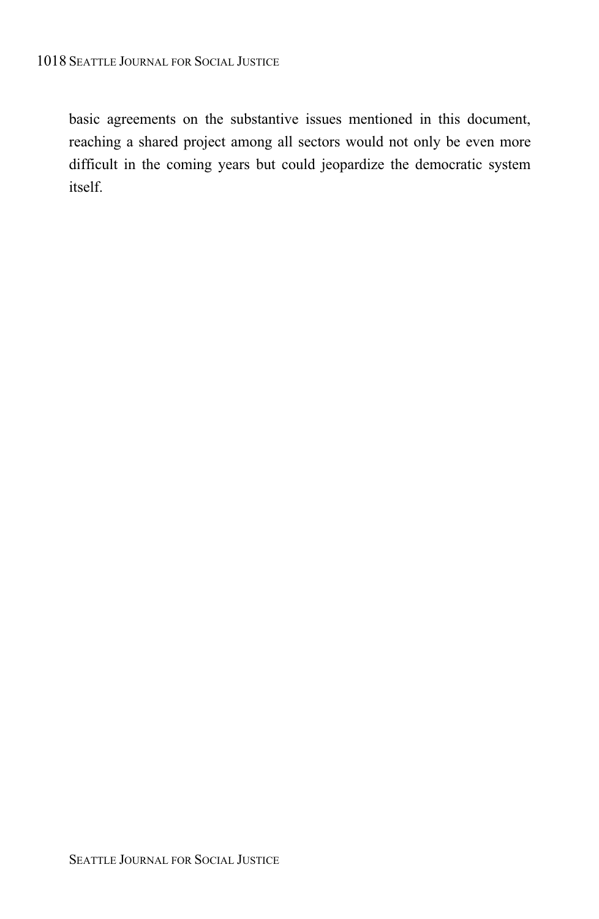basic agreements on the substantive issues mentioned in this document, reaching a shared project among all sectors would not only be even more difficult in the coming years but could jeopardize the democratic system itself.